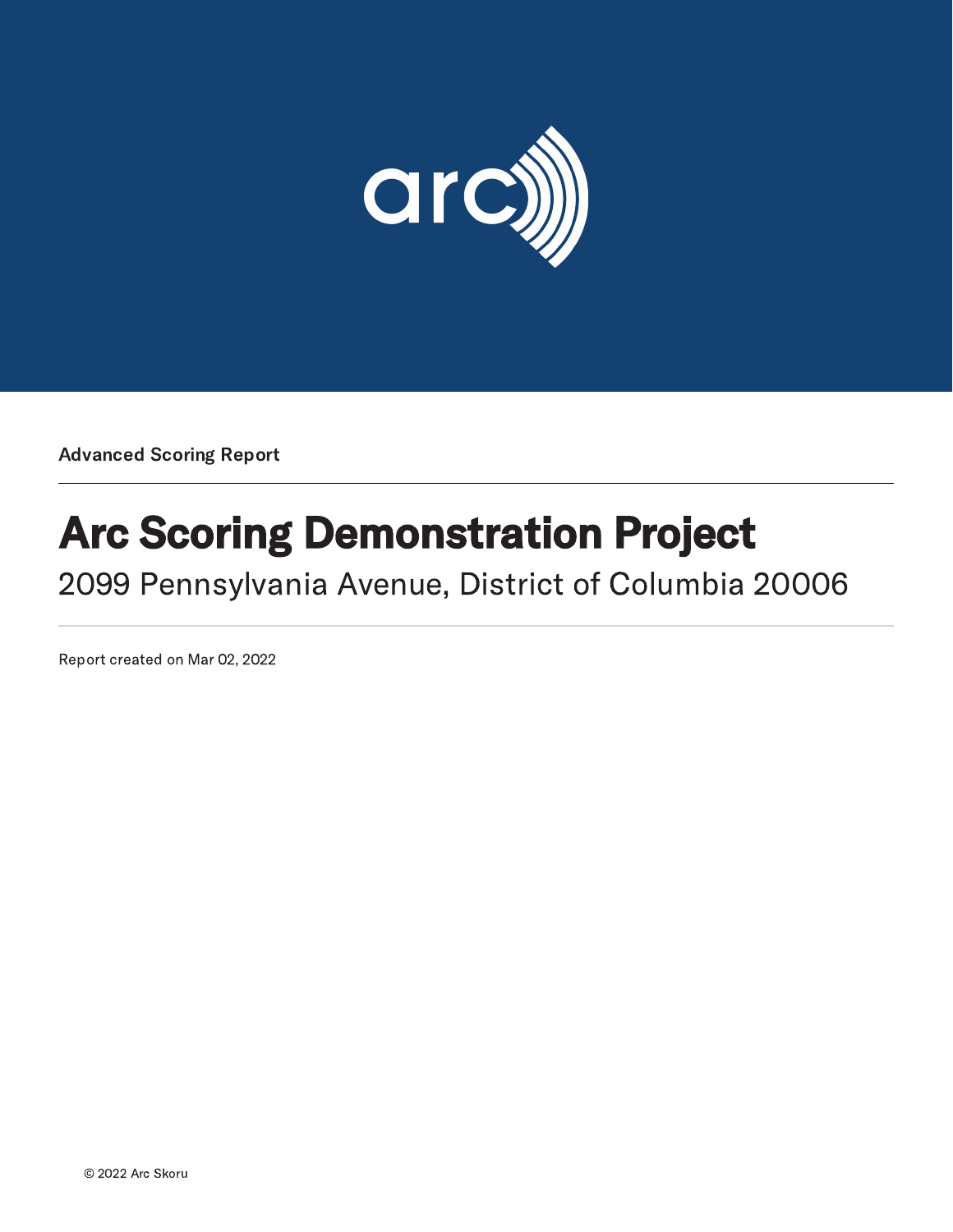arc

Advanced Scoring Report

# Arc Scoring Demonstration Project

2099 Pennsylvania Avenue, District of Columbia 20006

Report created on Mar 02, 2022

© 2022 Arc Skoru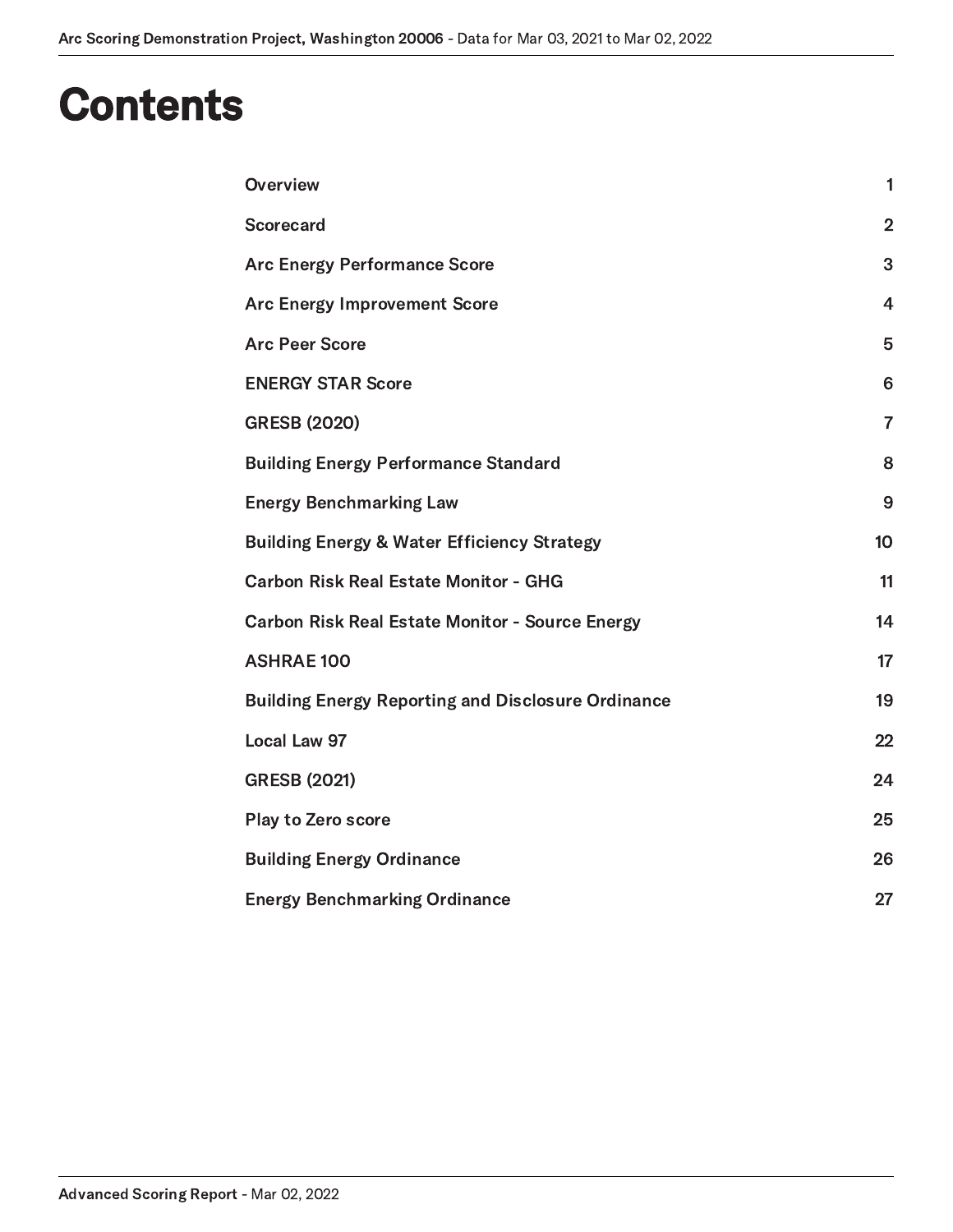# Contents

| | |
|---|---|
| Overview | 1 |
| Scorecard | 2 |
| Arc Energy Performance Score | 3 |
| Arc Energy Improvement Score | 4 |
| Arc Peer Score | 5 |
| ENERGY STAR Score | 6 |
| GRESB (2020) | 7 |
| Building Energy Performance Standard | 8 |
| Energy Benchmarking Law | 9 |
| Building Energy & Water Efficiency Strategy | 10 |
| Carbon Risk Real Estate Monitor - GHG | 11 |
| Carbon Risk Real Estate Monitor - Source Energy | 14 |
| ASHRAE 100 | 17 |
| Building Energy Reporting and Disclosure Ordinance | 19 |
| Local Law 97 | 22 |
| GRESB (2021) | 24 |
| Play to Zero score | 25 |
| Building Energy Ordinance | 26 |
| Energy Benchmarking Ordinance | 27 |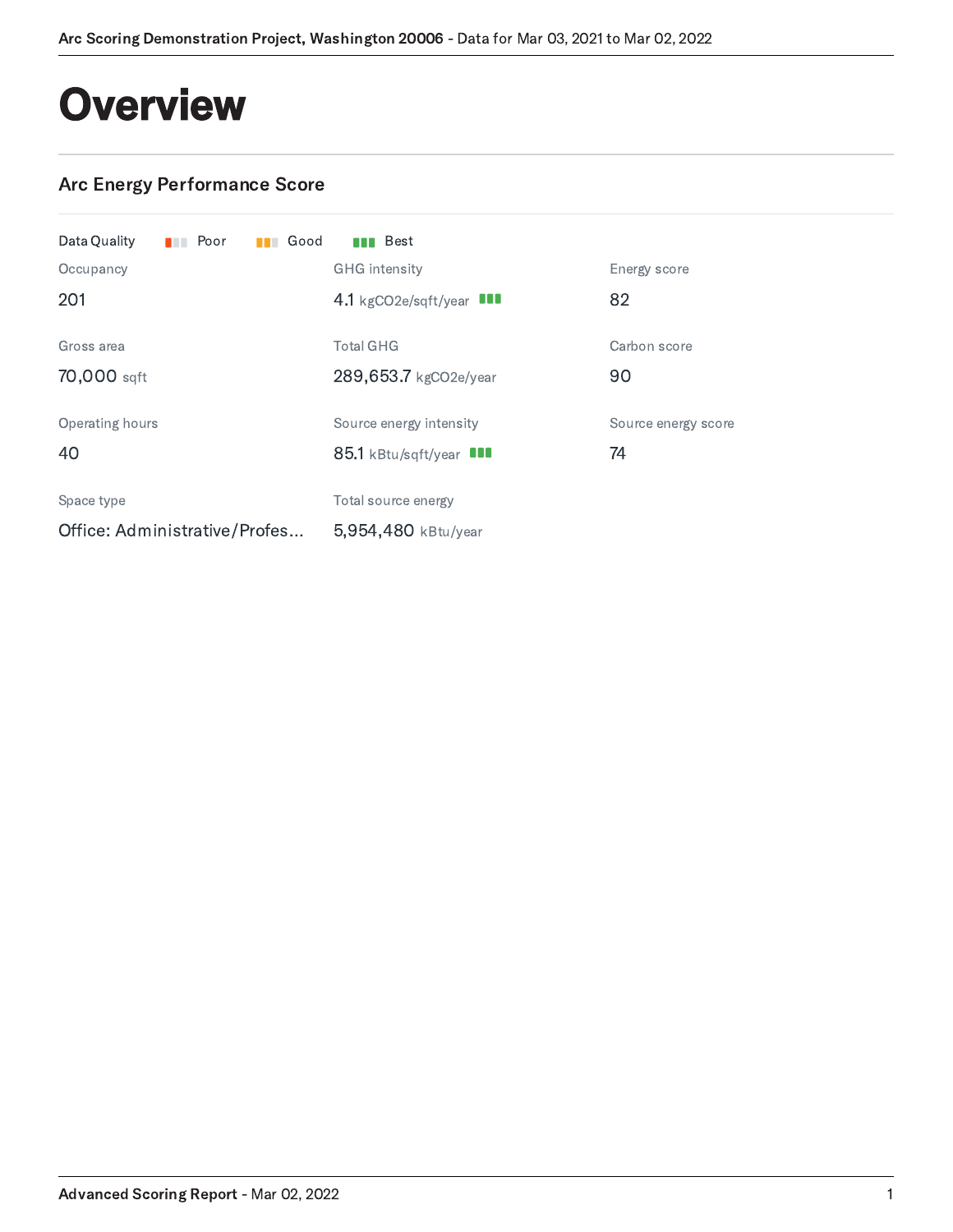# Overview

## Arc Energy Performance Score

Data Quality: Poor | Good | Best

| Metric | Value | Metric | Value | Metric | Value |
|---|---|---|---|---|---|
| Occupancy | 201 | GHG intensity | 4.1 kgCO2e/sqft/year (Best) | Energy score | 82 |
| Gross area | 70,000 sqft | Total GHG | 289,653.7 kgCO2e/year | Carbon score | 90 |
| Operating hours | 40 | Source energy intensity | 85.1 kBtu/sqft/year (Best) | Source energy score | 74 |
| Space type | Office: Administrative/Profes... | Total source energy | 5,954,480 kBtu/year | | |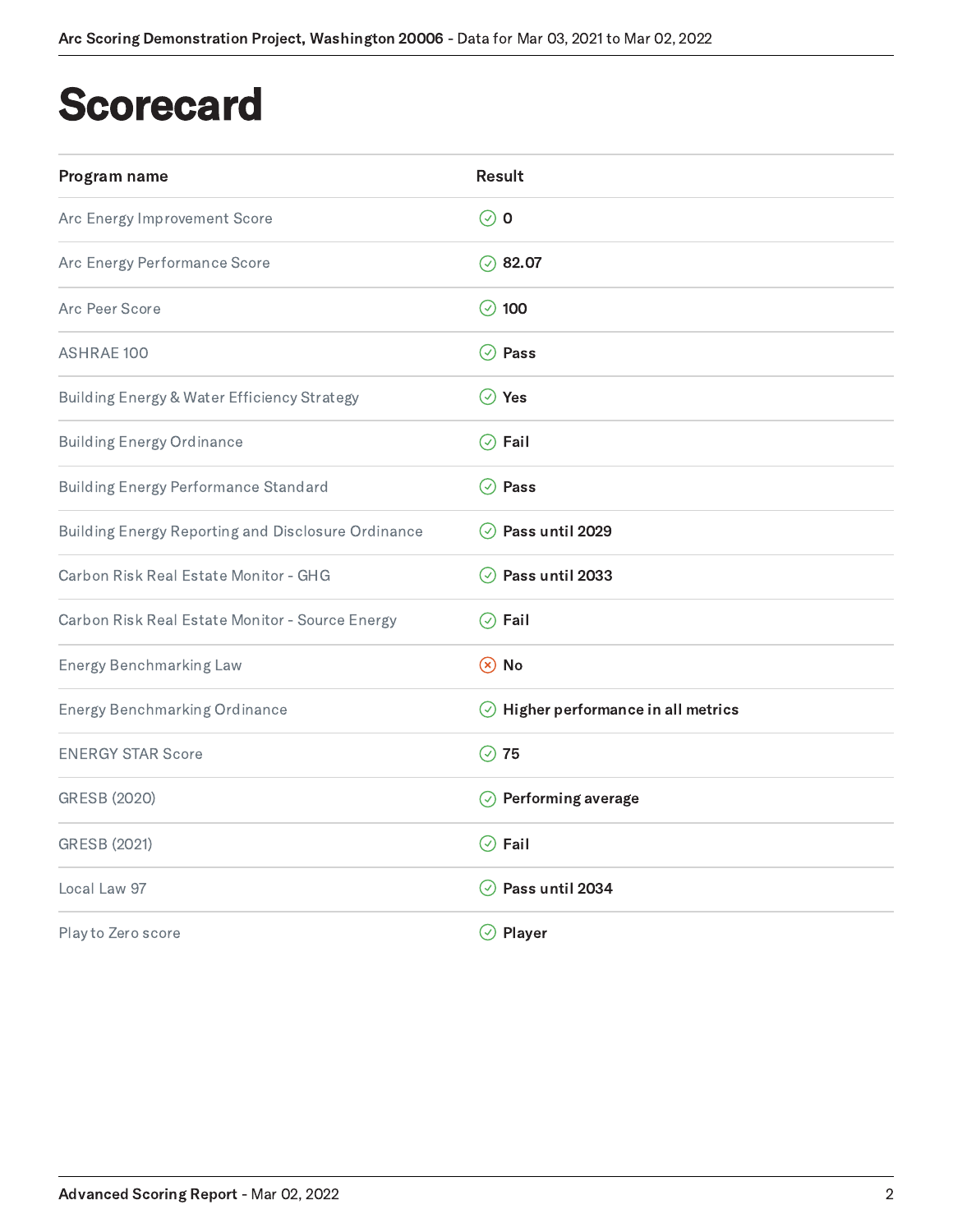# Scorecard

| Program name | Result |
| --- | --- |
| Arc Energy Improvement Score | 0 |
| Arc Energy Performance Score | 82.07 |
| Arc Peer Score | 100 |
| ASHRAE 100 | Pass |
| Building Energy & Water Efficiency Strategy | Yes |
| Building Energy Ordinance | Fail |
| Building Energy Performance Standard | Pass |
| Building Energy Reporting and Disclosure Ordinance | Pass until 2029 |
| Carbon Risk Real Estate Monitor - GHG | Pass until 2033 |
| Carbon Risk Real Estate Monitor - Source Energy | Fail |
| Energy Benchmarking Law | No |
| Energy Benchmarking Ordinance | Higher performance in all metrics |
| ENERGY STAR Score | 75 |
| GRESB (2020) | Performing average |
| GRESB (2021) | Fail |
| Local Law 97 | Pass until 2034 |
| Play to Zero score | Player |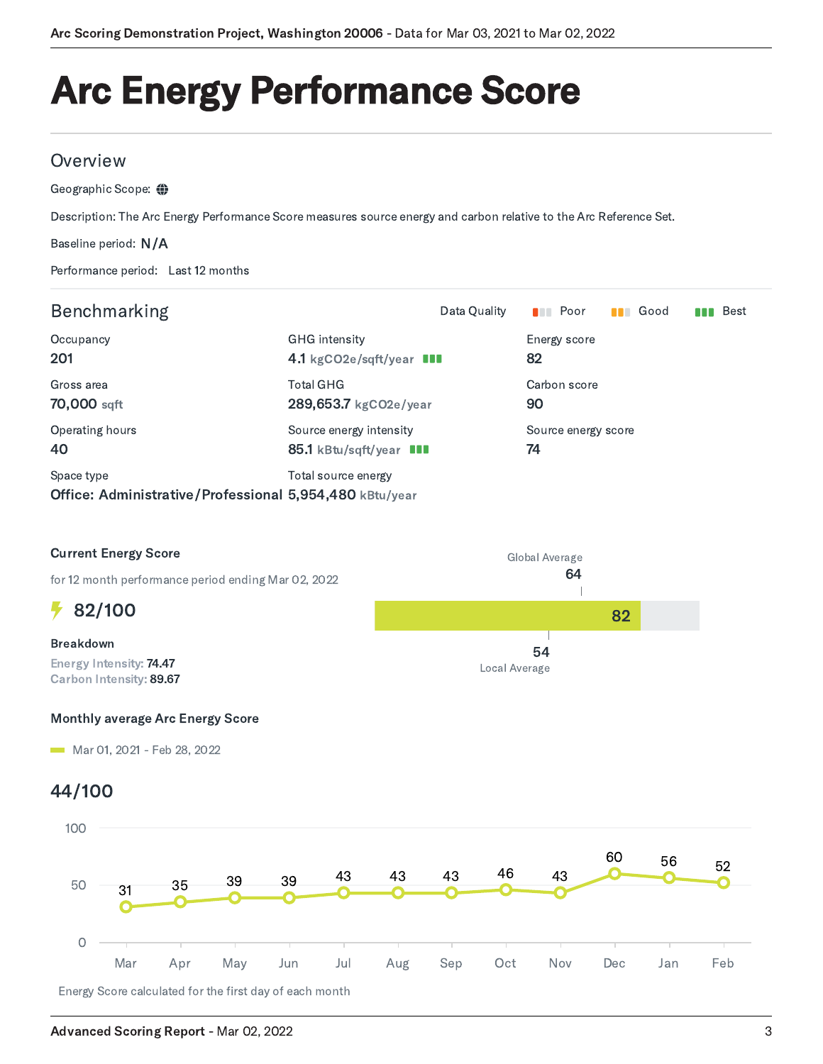# Arc Energy Performance Score

## Overview

Geographic Scope:

Description: The Arc Energy Performance Score measures source energy and carbon relative to the Arc Reference Set.

Baseline period: N/A

Performance period: Last 12 months

## Benchmarking

Data Quality: Poor | Good | Best

| Occupancy | GHG intensity | Energy score |
|---|---|---|
| 201 | 4.1 kgCO2e/sqft/year (Best) | 82 |
| **Gross area** | **Total GHG** | **Carbon score** |
| 70,000 sqft | 289,653.7 kgCO2e/year | 90 |
| **Operating hours** | **Source energy intensity** | **Source energy score** |
| 40 | 85.1 kBtu/sqft/year (Best) | 74 |
| **Space type** | **Total source energy** | |
| Office: Administrative/Professional | 5,954,480 kBtu/year | |

### Current Energy Score

for 12 month performance period ending Mar 02, 2022

**82/100**

Global Average: 64

Local Average: 54

**Breakdown**

Energy Intensity: 74.47

Carbon Intensity: 89.67

### Monthly average Arc Energy Score

Mar 01, 2021 - Feb 28, 2022

**44/100**

| Mar | Apr | May | Jun | Jul | Aug | Sep | Oct | Nov | Dec | Jan | Feb |
|---|---|---|---|---|---|---|---|---|---|---|---|
| 31 | 35 | 39 | 39 | 43 | 43 | 43 | 46 | 43 | 60 | 56 | 52 |

Energy Score calculated for the first day of each month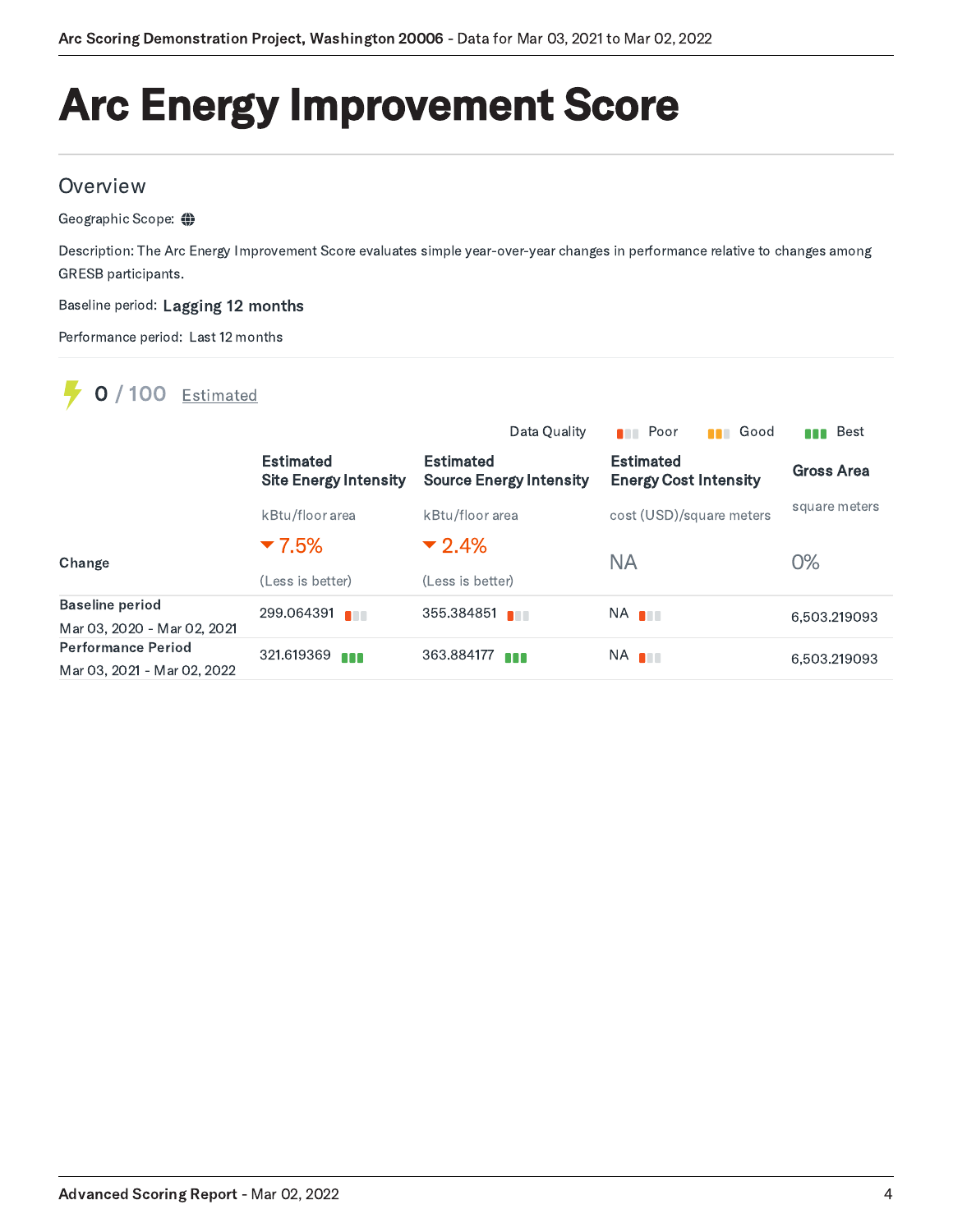# Arc Energy Improvement Score

## Overview

Geographic Scope:

Description: The Arc Energy Improvement Score evaluates simple year-over-year changes in performance relative to changes among GRESB participants.

Baseline period: **Lagging 12 months**

Performance period: Last 12 months

**0 / 100** Estimated

Data Quality: Poor, Good, Best

| | Estimated Site Energy Intensity (kBtu/floor area) | Estimated Source Energy Intensity (kBtu/floor area) | Estimated Energy Cost Intensity (cost (USD)/square meters) | Gross Area (square meters) |
|---|---|---|---|---|
| **Change** | ▼ 7.5% (Less is better) | ▼ 2.4% (Less is better) | NA | 0% |
| **Baseline period** Mar 03, 2020 - Mar 02, 2021 | 299.064391 (Poor) | 355.384851 (Poor) | NA (Poor) | 6,503.219093 |
| **Performance Period** Mar 03, 2021 - Mar 02, 2022 | 321.619369 (Best) | 363.884177 (Best) | NA (Poor) | 6,503.219093 |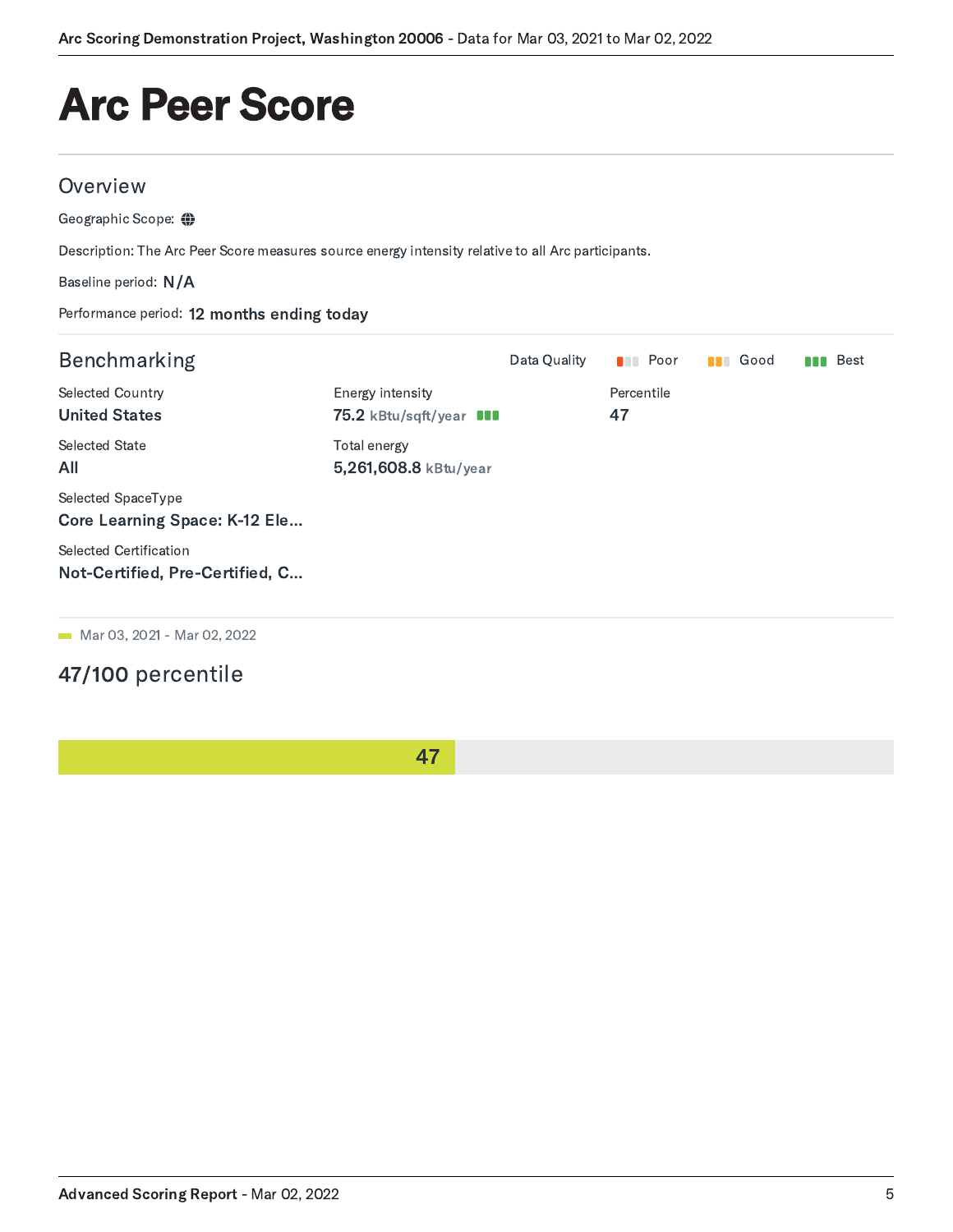# Arc Peer Score

## Overview

Geographic Scope:

Description: The Arc Peer Score measures source energy intensity relative to all Arc participants.

Baseline period: **N/A**

Performance period: **12 months ending today**

## Benchmarking

Data Quality: Poor | Good | Best

Selected Country
**United States**

Selected State
**All**

Selected SpaceType
**Core Learning Space: K-12 Ele...**

Selected Certification
**Not-Certified, Pre-Certified, C...**

Energy intensity
**75.2** kBtu/sqft/year

Total energy
**5,261,608.8** kBtu/year

Percentile
**47**

Mar 03, 2021 - Mar 02, 2022

**47/100** percentile

47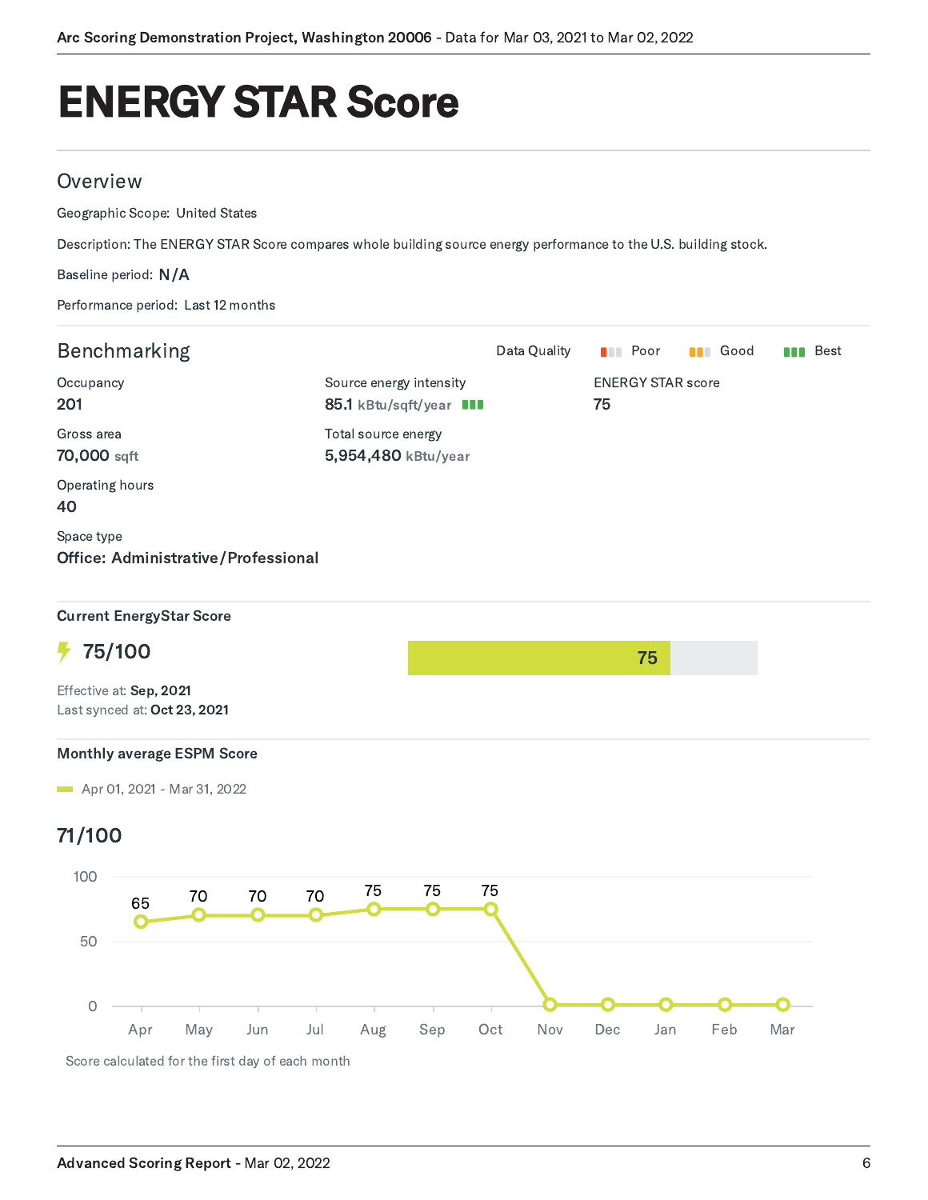# ENERGY STAR Score

## Overview

Geographic Scope: United States

Description: The ENERGY STAR Score compares whole building source energy performance to the U.S. building stock.

Baseline period: N/A

Performance period: Last 12 months

## Benchmarking

Data Quality: Poor | Good | Best

Occupancy
**201**

Gross area
**70,000** sqft

Operating hours
**40**

Space type
**Office: Administrative/Professional**

Source energy intensity
**85.1** kBtu/sqft/year

Total source energy
**5,954,480** kBtu/year

ENERGY STAR score
**75**

### Current EnergyStar Score

**75/100**

75

Effective at: **Sep, 2021**
Last synced at: **Oct 23, 2021**

### Monthly average ESPM Score

Apr 01, 2021 - Mar 31, 2022

**71/100**

| Month | Apr | May | Jun | Jul | Aug | Sep | Oct | Nov | Dec | Jan | Feb | Mar |
|---|---|---|---|---|---|---|---|---|---|---|---|---|
| Score | 65 | 70 | 70 | 70 | 75 | 75 | 75 | | | | | |

Score calculated for the first day of each month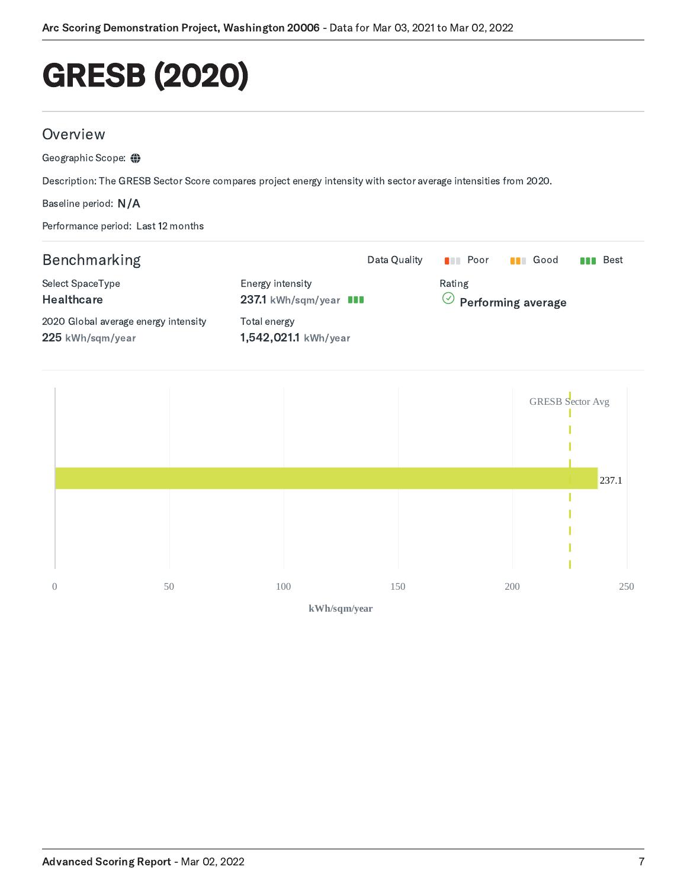# GRESB (2020)

## Overview

Geographic Scope:

Description: The GRESB Sector Score compares project energy intensity with sector average intensities from 2020.

Baseline period: N/A

Performance period: Last 12 months

## Benchmarking

Data Quality: Poor | Good | Best

Select SpaceType
**Healthcare**

2020 Global average energy intensity
**225** kWh/sqm/year

Energy intensity
**237.1** kWh/sqm/year

Total energy
**1,542,021.1** kWh/year

Rating
**Performing average**

GRESB Sector Avg

237.1

0 50 100 150 200 250

kWh/sqm/year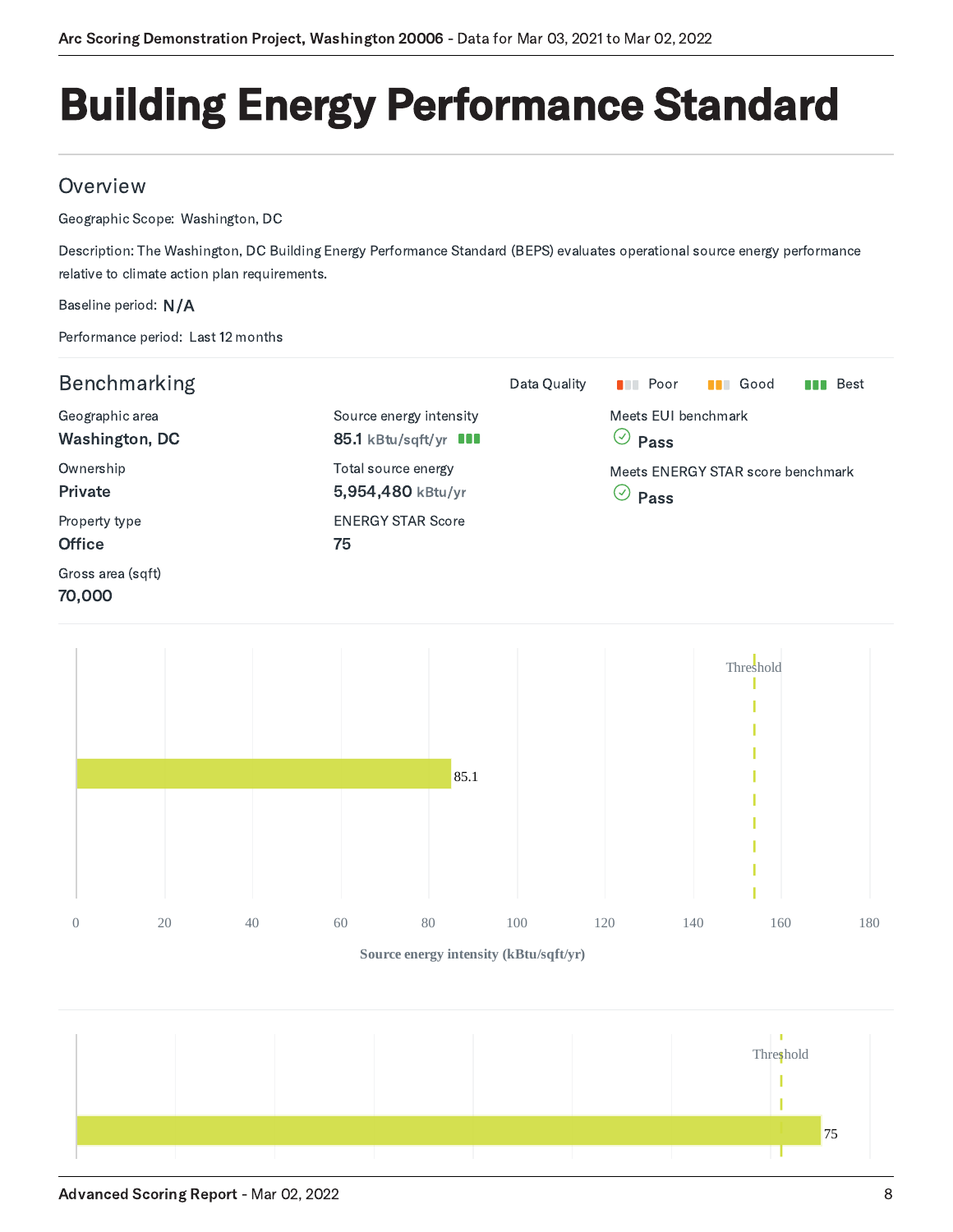# Building Energy Performance Standard

## Overview

Geographic Scope: Washington, DC

Description: The Washington, DC Building Energy Performance Standard (BEPS) evaluates operational source energy performance relative to climate action plan requirements.

Baseline period: N/A

Performance period: Last 12 months

## Benchmarking

Data Quality: Poor | Good | Best

Geographic area
**Washington, DC**

Ownership
**Private**

Property type
**Office**

Gross area (sqft)
**70,000**

Source energy intensity
**85.1** kBtu/sqft/yr

Total source energy
**5,954,480** kBtu/yr

ENERGY STAR Score
**75**

Meets EUI benchmark
**Pass**

Meets ENERGY STAR score benchmark
**Pass**

Threshold

85.1

0 20 40 60 80 100 120 140 160 180

Source energy intensity (kBtu/sqft/yr)

Threshold

75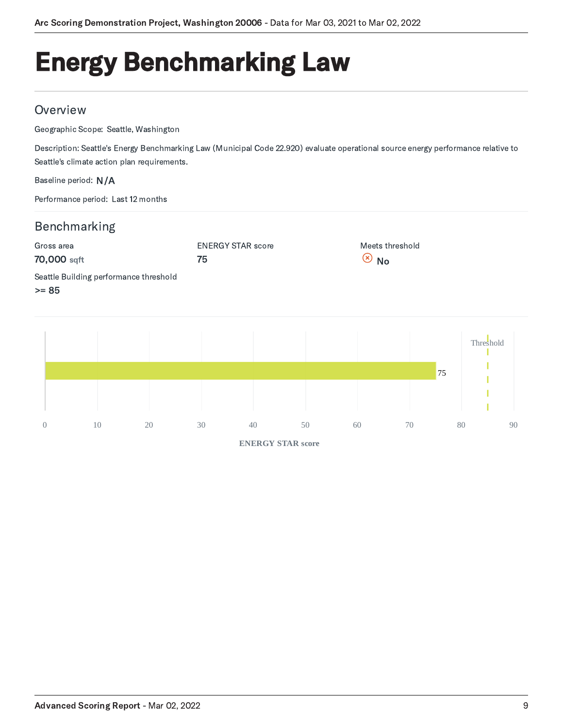# Energy Benchmarking Law

## Overview

Geographic Scope: Seattle, Washington

Description: Seattle's Energy Benchmarking Law (Municipal Code 22.920) evaluate operational source energy performance relative to Seattle's climate action plan requirements.

Baseline period: N/A

Performance period: Last 12 months

## Benchmarking

Gross area
**70,000** sqft

ENERGY STAR score
**75**

Meets threshold
**No**

Seattle Building performance threshold
**>= 85**

Threshold

75

0 10 20 30 40 50 60 70 80 90

ENERGY STAR score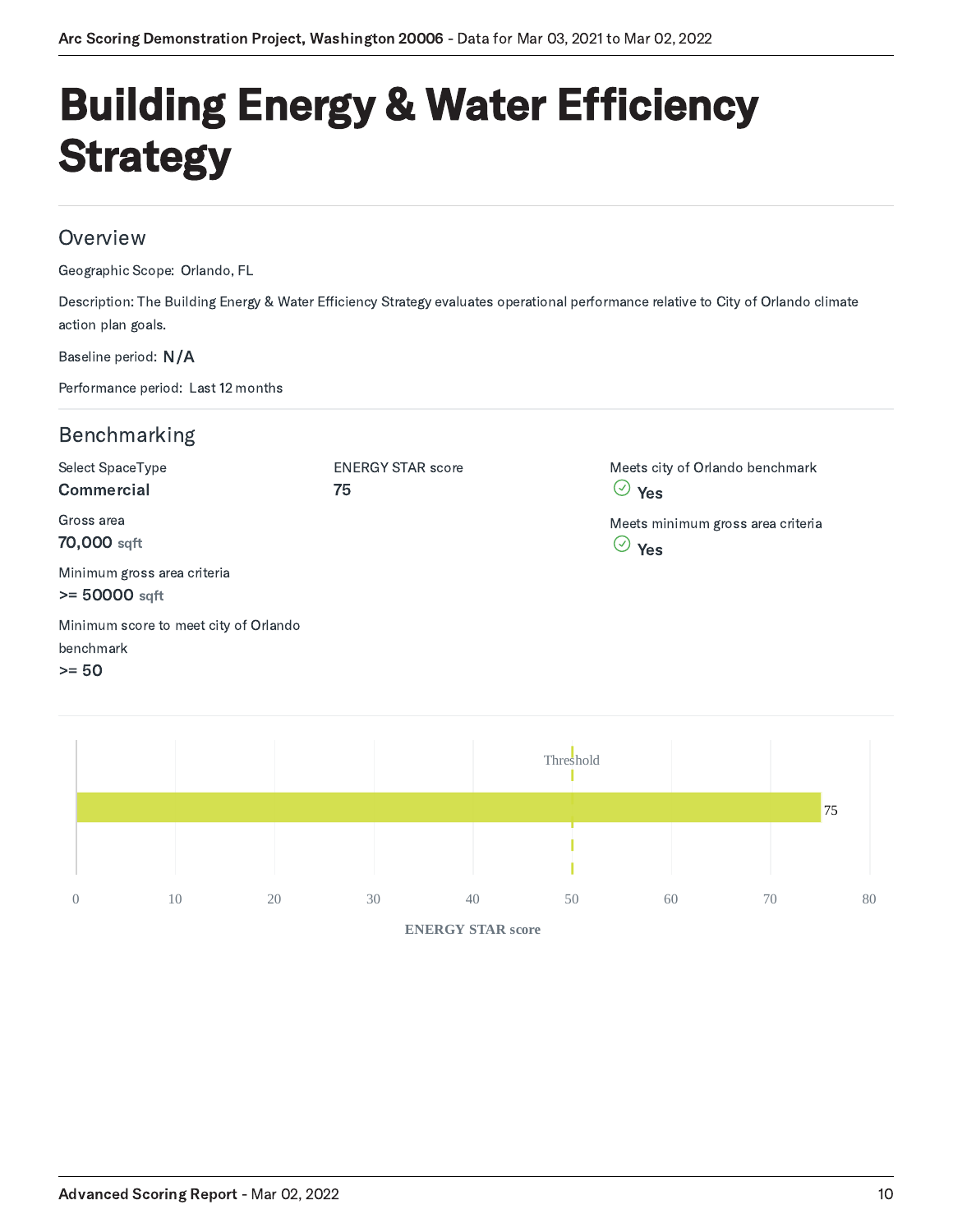# Building Energy & Water Efficiency Strategy

## Overview

Geographic Scope: Orlando, FL

Description: The Building Energy & Water Efficiency Strategy evaluates operational performance relative to City of Orlando climate action plan goals.

Baseline period: N/A

Performance period: Last 12 months

## Benchmarking

Select SpaceType
**Commercial**

Gross area
**70,000** sqft

Minimum gross area criteria
**>= 50000** sqft

Minimum score to meet city of Orlando benchmark
**>= 50**

ENERGY STAR score
**75**

Meets city of Orlando benchmark
**Yes**

Meets minimum gross area criteria
**Yes**

Threshold

75

0 10 20 30 40 50 60 70 80

ENERGY STAR score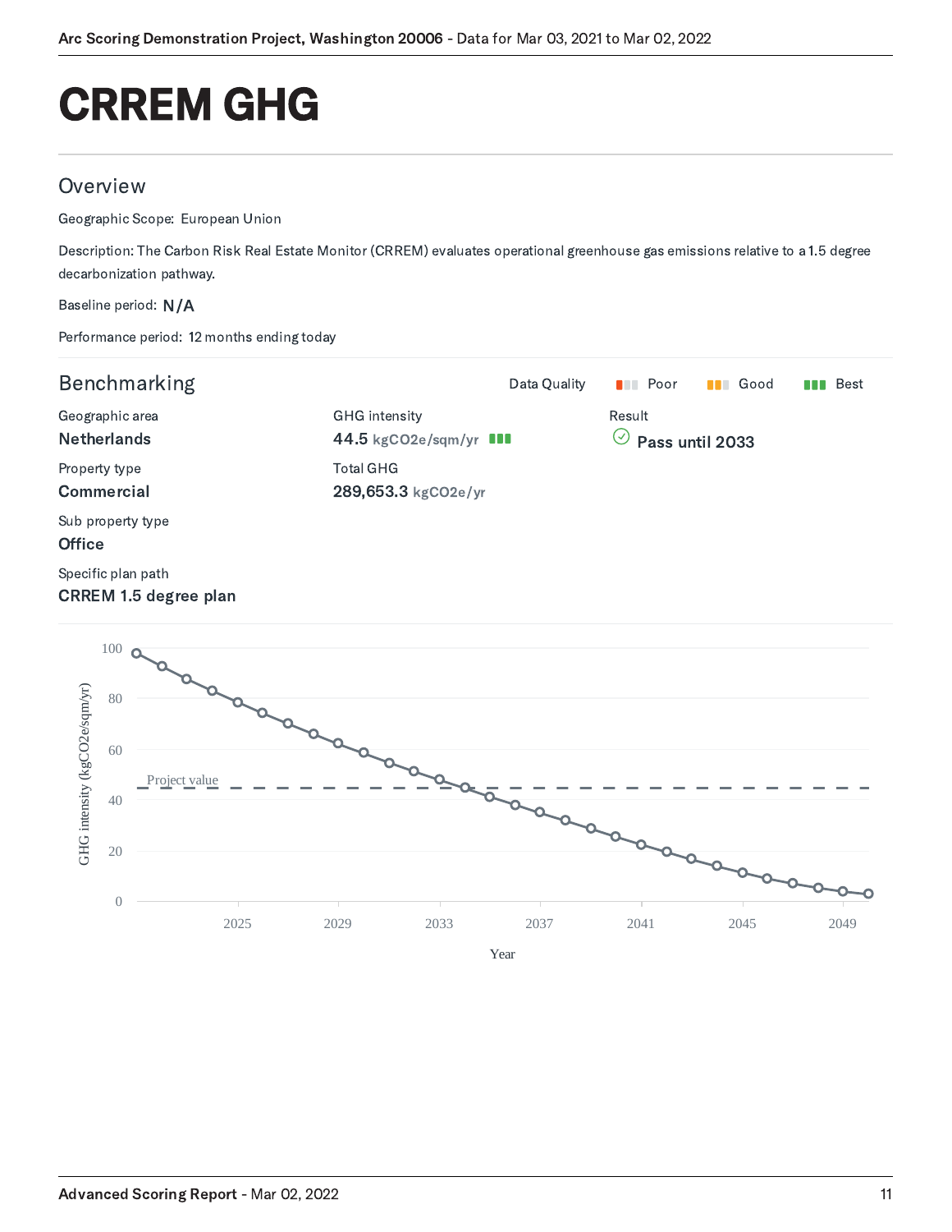# CRREM GHG

## Overview

Geographic Scope: European Union

Description: The Carbon Risk Real Estate Monitor (CRREM) evaluates operational greenhouse gas emissions relative to a 1.5 degree decarbonization pathway.

Baseline period: N/A

Performance period: 12 months ending today

## Benchmarking

Data Quality: Poor | Good | Best

Geographic area
**Netherlands**

Property type
**Commercial**

Sub property type
**Office**

Specific plan path
**CRREM 1.5 degree plan**

GHG intensity
**44.5** kgCO2e/sqm/yr

Total GHG
**289,653.3** kgCO2e/yr

Result
**Pass until 2033**

GHG intensity (kgCO2e/sqm/yr)

Project value

Year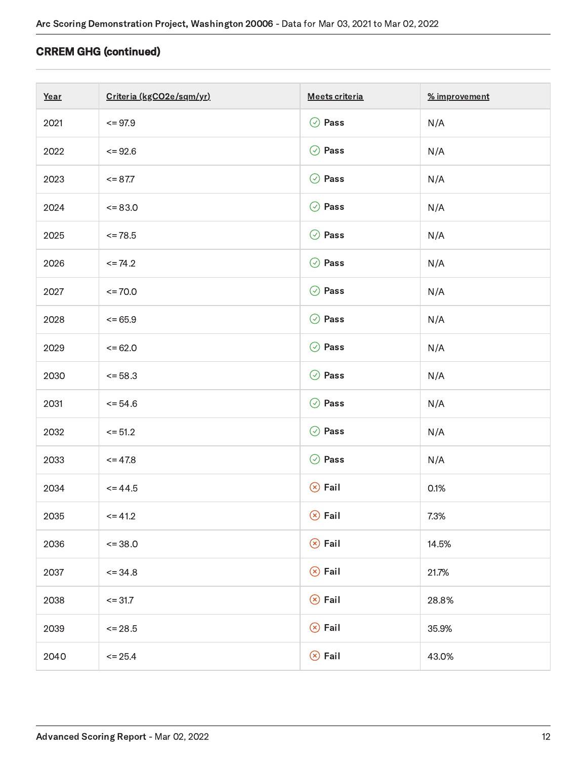## CRREM GHG (continued)

| Year | Criteria (kgCO2e/sqm/yr) | Meets criteria | % improvement |
|---|---|---|---|
| 2021 | <= 97.9 | Pass | N/A |
| 2022 | <= 92.6 | Pass | N/A |
| 2023 | <= 87.7 | Pass | N/A |
| 2024 | <= 83.0 | Pass | N/A |
| 2025 | <= 78.5 | Pass | N/A |
| 2026 | <= 74.2 | Pass | N/A |
| 2027 | <= 70.0 | Pass | N/A |
| 2028 | <= 65.9 | Pass | N/A |
| 2029 | <= 62.0 | Pass | N/A |
| 2030 | <= 58.3 | Pass | N/A |
| 2031 | <= 54.6 | Pass | N/A |
| 2032 | <= 51.2 | Pass | N/A |
| 2033 | <= 47.8 | Pass | N/A |
| 2034 | <= 44.5 | Fail | 0.1% |
| 2035 | <= 41.2 | Fail | 7.3% |
| 2036 | <= 38.0 | Fail | 14.5% |
| 2037 | <= 34.8 | Fail | 21.7% |
| 2038 | <= 31.7 | Fail | 28.8% |
| 2039 | <= 28.5 | Fail | 35.9% |
| 2040 | <= 25.4 | Fail | 43.0% |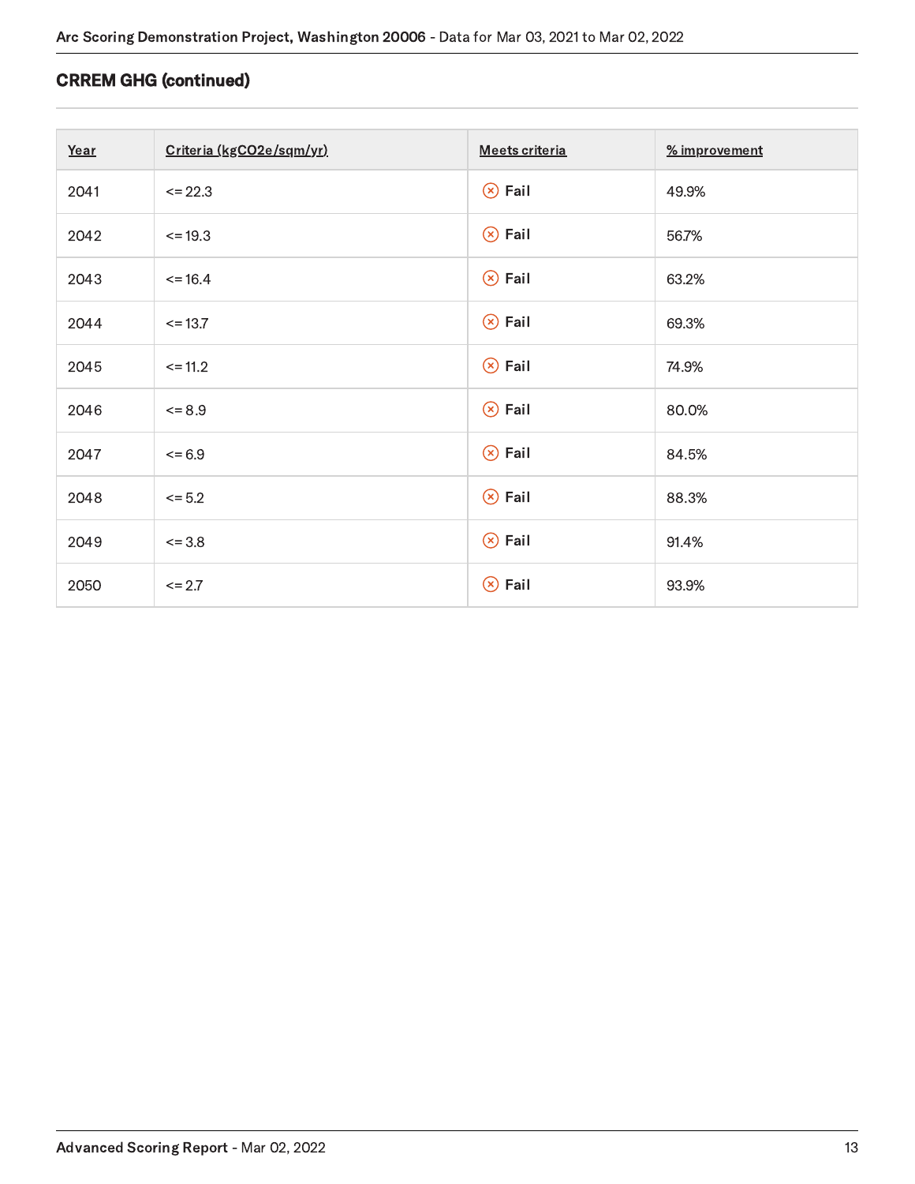## CRREM GHG (continued)

| Year | Criteria (kgCO2e/sqm/yr) | Meets criteria | % improvement |
|---|---|---|---|
| 2041 | <= 22.3 | ⊗ Fail | 49.9% |
| 2042 | <= 19.3 | ⊗ Fail | 56.7% |
| 2043 | <= 16.4 | ⊗ Fail | 63.2% |
| 2044 | <= 13.7 | ⊗ Fail | 69.3% |
| 2045 | <= 11.2 | ⊗ Fail | 74.9% |
| 2046 | <= 8.9 | ⊗ Fail | 80.0% |
| 2047 | <= 6.9 | ⊗ Fail | 84.5% |
| 2048 | <= 5.2 | ⊗ Fail | 88.3% |
| 2049 | <= 3.8 | ⊗ Fail | 91.4% |
| 2050 | <= 2.7 | ⊗ Fail | 93.9% |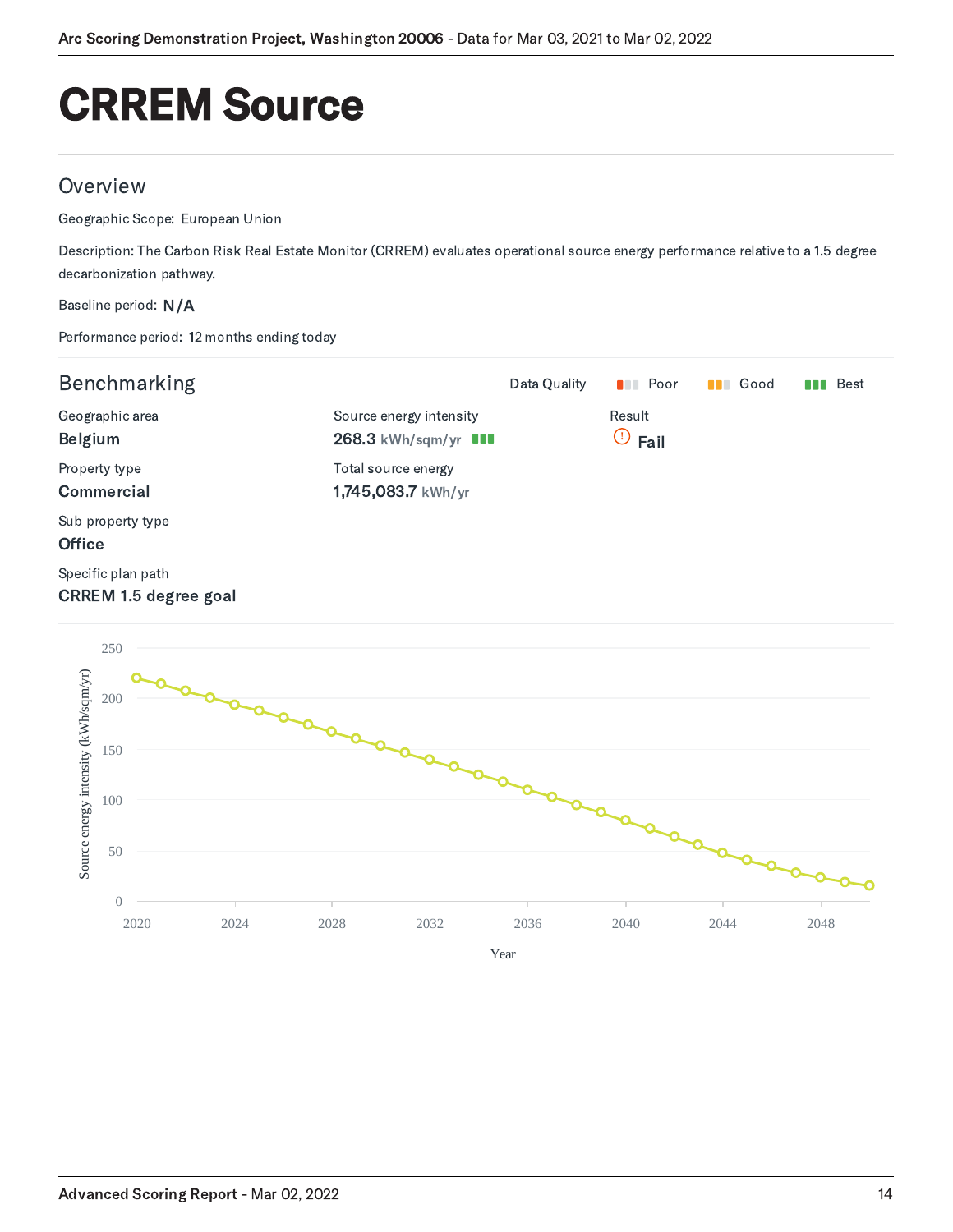# CRREM Source

## Overview

Geographic Scope: European Union

Description: The Carbon Risk Real Estate Monitor (CRREM) evaluates operational source energy performance relative to a 1.5 degree decarbonization pathway.

Baseline period: N/A

Performance period: 12 months ending today

## Benchmarking

Data Quality: Poor | Good | Best

Geographic area
**Belgium**

Property type
**Commercial**

Sub property type
**Office**

Specific plan path
**CRREM 1.5 degree goal**

Source energy intensity
**268.3** kWh/sqm/yr (Data quality: Best)

Total source energy
**1,745,083.7** kWh/yr

Result
**Fail**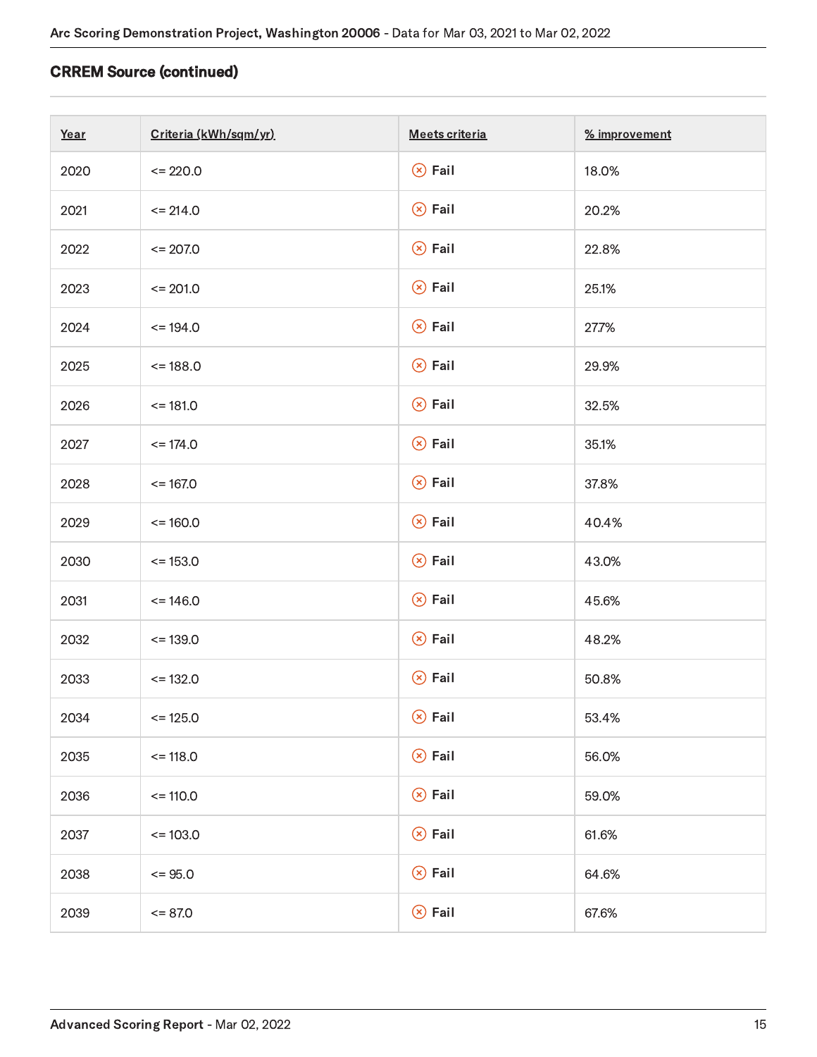## CRREM Source (continued)

| Year | Criteria (kWh/sqm/yr) | Meets criteria | % improvement |
|---|---|---|---|
| 2020 | <= 220.0 | Fail | 18.0% |
| 2021 | <= 214.0 | Fail | 20.2% |
| 2022 | <= 207.0 | Fail | 22.8% |
| 2023 | <= 201.0 | Fail | 25.1% |
| 2024 | <= 194.0 | Fail | 27.7% |
| 2025 | <= 188.0 | Fail | 29.9% |
| 2026 | <= 181.0 | Fail | 32.5% |
| 2027 | <= 174.0 | Fail | 35.1% |
| 2028 | <= 167.0 | Fail | 37.8% |
| 2029 | <= 160.0 | Fail | 40.4% |
| 2030 | <= 153.0 | Fail | 43.0% |
| 2031 | <= 146.0 | Fail | 45.6% |
| 2032 | <= 139.0 | Fail | 48.2% |
| 2033 | <= 132.0 | Fail | 50.8% |
| 2034 | <= 125.0 | Fail | 53.4% |
| 2035 | <= 118.0 | Fail | 56.0% |
| 2036 | <= 110.0 | Fail | 59.0% |
| 2037 | <= 103.0 | Fail | 61.6% |
| 2038 | <= 95.0 | Fail | 64.6% |
| 2039 | <= 87.0 | Fail | 67.6% |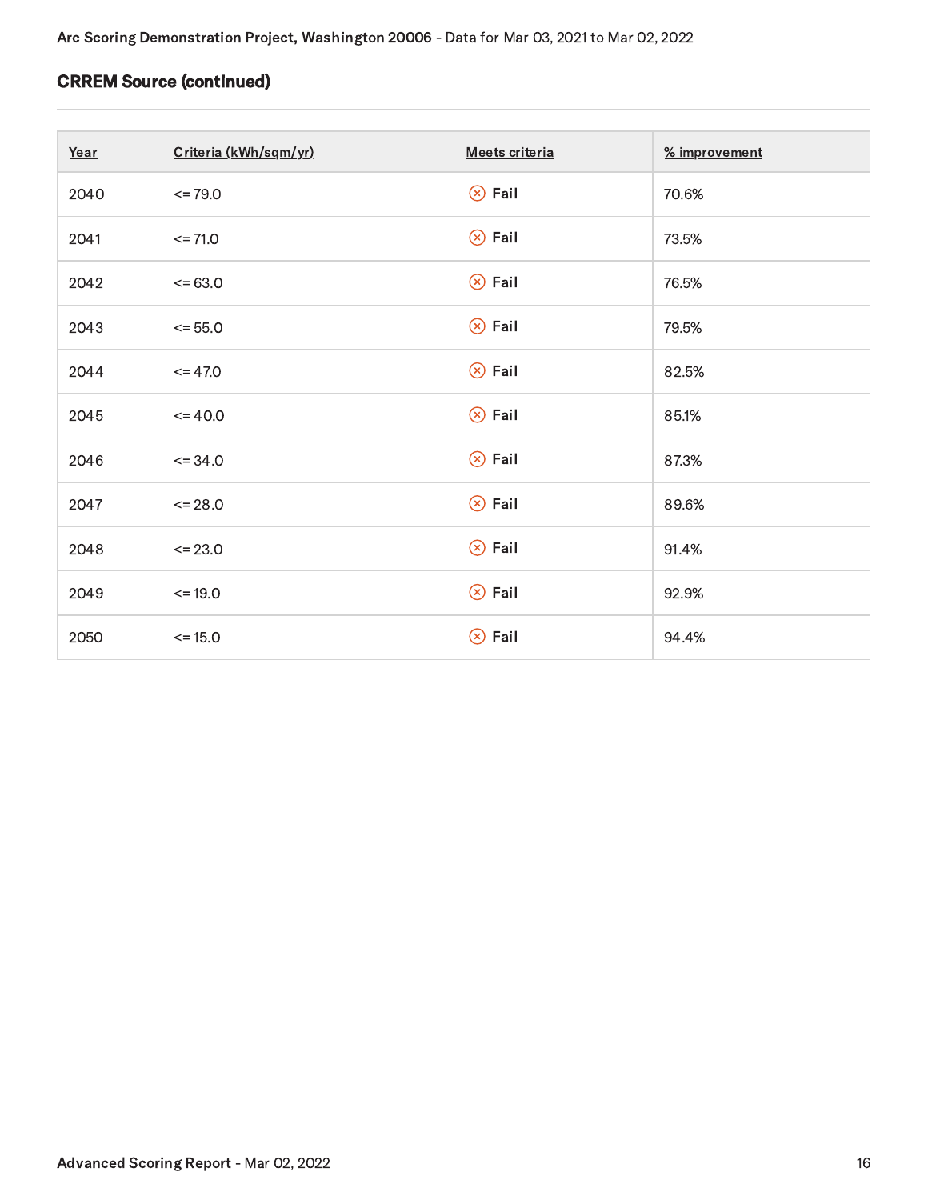## CRREM Source (continued)

| Year | Criteria (kWh/sqm/yr) | Meets criteria | % improvement |
|---|---|---|---|
| 2040 | <= 79.0 | ⊗ Fail | 70.6% |
| 2041 | <= 71.0 | ⊗ Fail | 73.5% |
| 2042 | <= 63.0 | ⊗ Fail | 76.5% |
| 2043 | <= 55.0 | ⊗ Fail | 79.5% |
| 2044 | <= 47.0 | ⊗ Fail | 82.5% |
| 2045 | <= 40.0 | ⊗ Fail | 85.1% |
| 2046 | <= 34.0 | ⊗ Fail | 87.3% |
| 2047 | <= 28.0 | ⊗ Fail | 89.6% |
| 2048 | <= 23.0 | ⊗ Fail | 91.4% |
| 2049 | <= 19.0 | ⊗ Fail | 92.9% |
| 2050 | <= 15.0 | ⊗ Fail | 94.4% |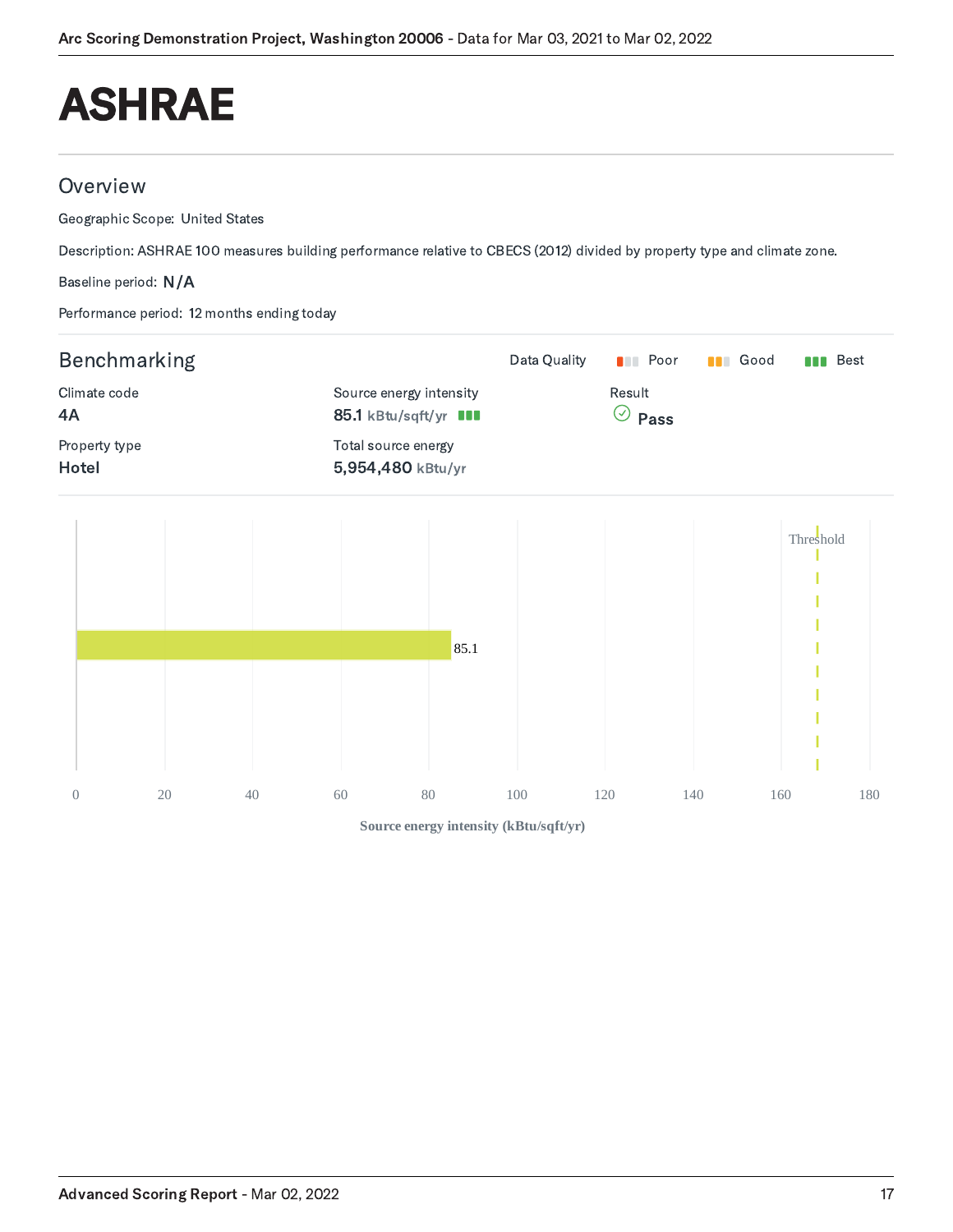# ASHRAE

## Overview

Geographic Scope: United States

Description: ASHRAE 100 measures building performance relative to CBECS (2012) divided by property type and climate zone.

Baseline period: N/A

Performance period: 12 months ending today

## Benchmarking

Data Quality: Poor | Good | Best

Climate code
**4A**

Property type
**Hotel**

Source energy intensity
**85.1** kBtu/sqft/yr (Best)

Total source energy
**5,954,480** kBtu/yr

Result
**Pass**

Threshold

85.1

0 20 40 60 80 100 120 140 160 180

Source energy intensity (kBtu/sqft/yr)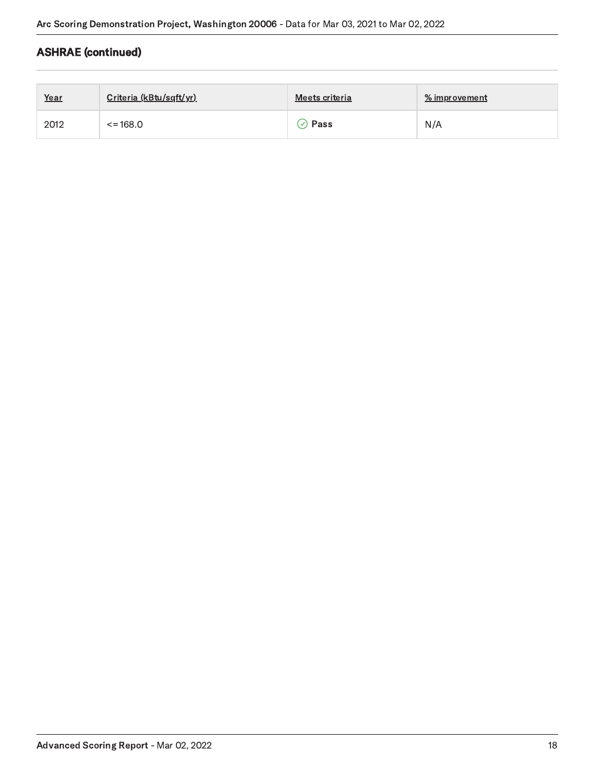## ASHRAE (continued)

| Year | Criteria (kBtu/sqft/yr) | Meets criteria | % improvement |
| --- | --- | --- | --- |
| 2012 | <= 168.0 | Pass | N/A |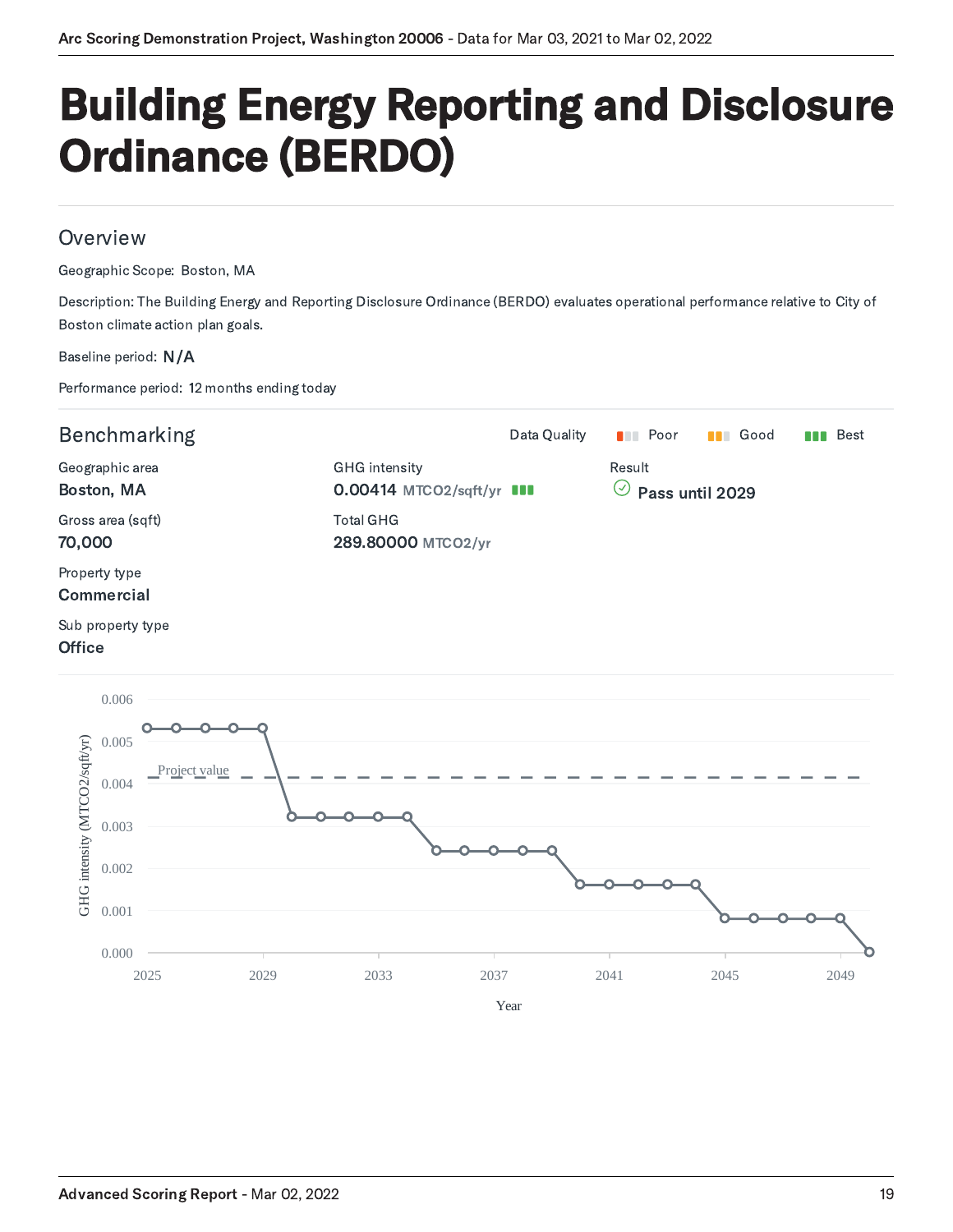# Building Energy Reporting and Disclosure Ordinance (BERDO)

## Overview

Geographic Scope: Boston, MA

Description: The Building Energy and Reporting Disclosure Ordinance (BERDO) evaluates operational performance relative to City of Boston climate action plan goals.

Baseline period: N/A

Performance period: 12 months ending today

## Benchmarking

Data Quality: Poor | Good | Best

Geographic area
**Boston, MA**

Gross area (sqft)
**70,000**

Property type
**Commercial**

Sub property type
**Office**

GHG intensity
**0.00414** MTCO2/sqft/yr

Total GHG
**289.80000** MTCO2/yr

Result
**Pass until 2029**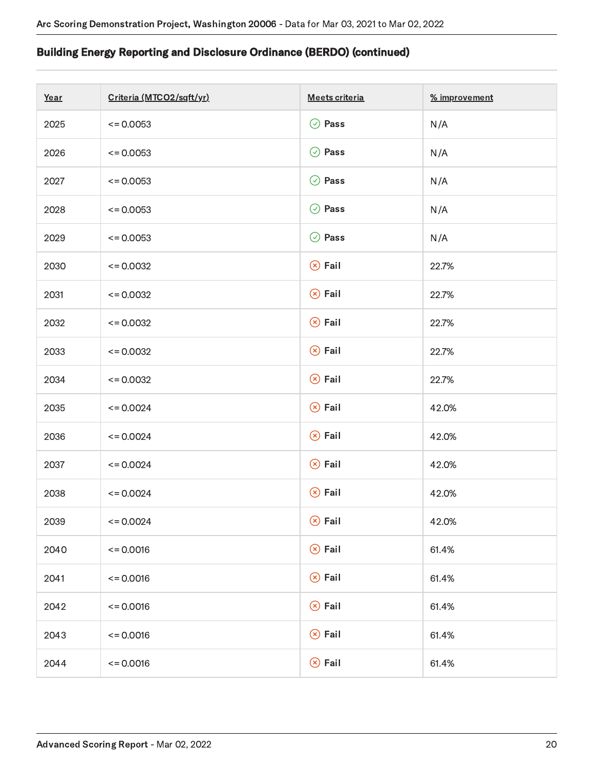## Building Energy Reporting and Disclosure Ordinance (BERDO) (continued)

| Year | Criteria (MTCO2/sqft/yr) | Meets criteria | % improvement |
| --- | --- | --- | --- |
| 2025 | <= 0.0053 | Pass | N/A |
| 2026 | <= 0.0053 | Pass | N/A |
| 2027 | <= 0.0053 | Pass | N/A |
| 2028 | <= 0.0053 | Pass | N/A |
| 2029 | <= 0.0053 | Pass | N/A |
| 2030 | <= 0.0032 | Fail | 22.7% |
| 2031 | <= 0.0032 | Fail | 22.7% |
| 2032 | <= 0.0032 | Fail | 22.7% |
| 2033 | <= 0.0032 | Fail | 22.7% |
| 2034 | <= 0.0032 | Fail | 22.7% |
| 2035 | <= 0.0024 | Fail | 42.0% |
| 2036 | <= 0.0024 | Fail | 42.0% |
| 2037 | <= 0.0024 | Fail | 42.0% |
| 2038 | <= 0.0024 | Fail | 42.0% |
| 2039 | <= 0.0024 | Fail | 42.0% |
| 2040 | <= 0.0016 | Fail | 61.4% |
| 2041 | <= 0.0016 | Fail | 61.4% |
| 2042 | <= 0.0016 | Fail | 61.4% |
| 2043 | <= 0.0016 | Fail | 61.4% |
| 2044 | <= 0.0016 | Fail | 61.4% |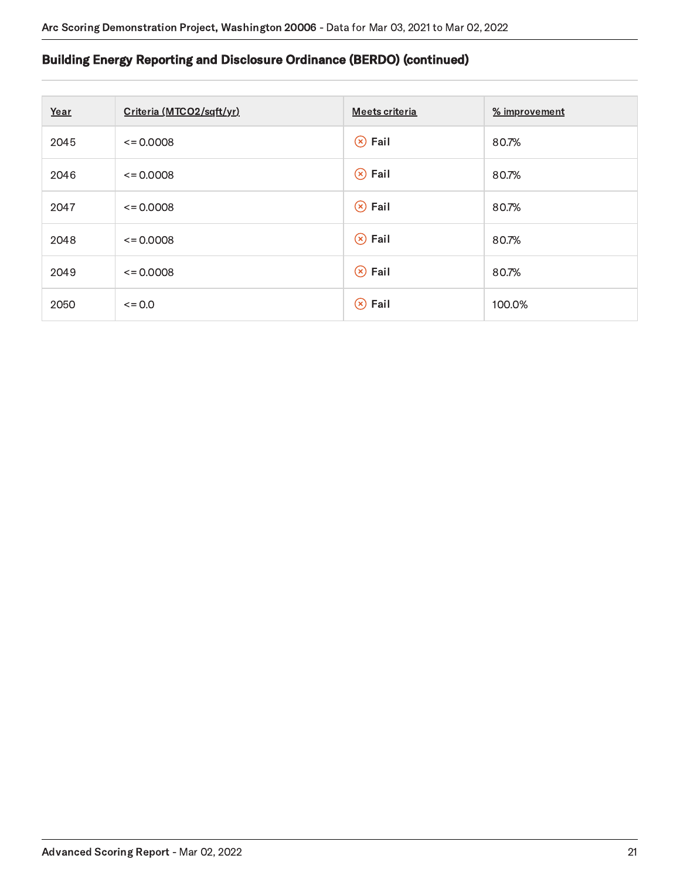## Building Energy Reporting and Disclosure Ordinance (BERDO) (continued)

| Year | Criteria (MTCO2/sqft/yr) | Meets criteria | % improvement |
| --- | --- | --- | --- |
| 2045 | <= 0.0008 | ⊗ Fail | 80.7% |
| 2046 | <= 0.0008 | ⊗ Fail | 80.7% |
| 2047 | <= 0.0008 | ⊗ Fail | 80.7% |
| 2048 | <= 0.0008 | ⊗ Fail | 80.7% |
| 2049 | <= 0.0008 | ⊗ Fail | 80.7% |
| 2050 | <= 0.0 | ⊗ Fail | 100.0% |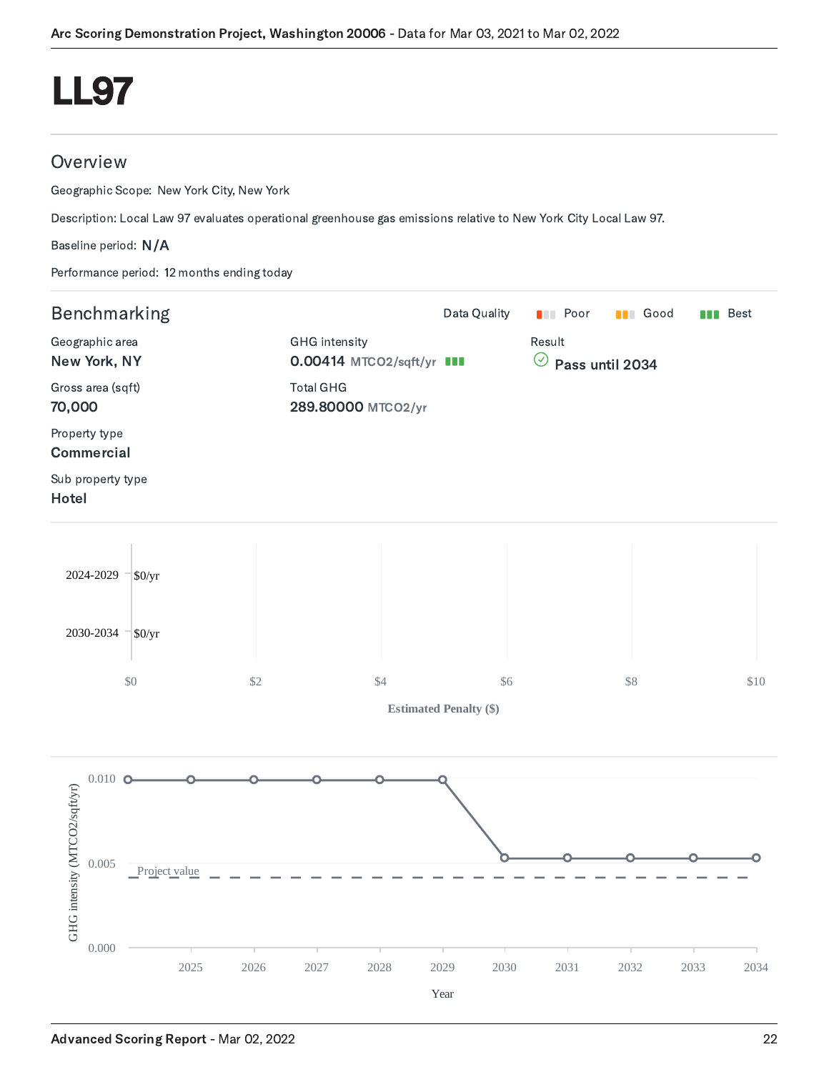# LL97

## Overview

Geographic Scope: New York City, New York

Description: Local Law 97 evaluates operational greenhouse gas emissions relative to New York City Local Law 97.

Baseline period: N/A

Performance period: 12 months ending today

## Benchmarking

Data Quality: Poor | Good | Best

Geographic area
**New York, NY**

Gross area (sqft)
**70,000**

Property type
**Commercial**

Sub property type
**Hotel**

GHG intensity
**0.00414** MTCO2/sqft/yr

Total GHG
**289.80000** MTCO2/yr

Result
**Pass until 2034**

| Period | Estimated Penalty ($) |
| --- | --- |
| 2024-2029 | $0/yr |
| 2030-2034 | $0/yr |

Estimated Penalty ($)

GHG intensity (MTCO2/sqft/yr)

Project value

Year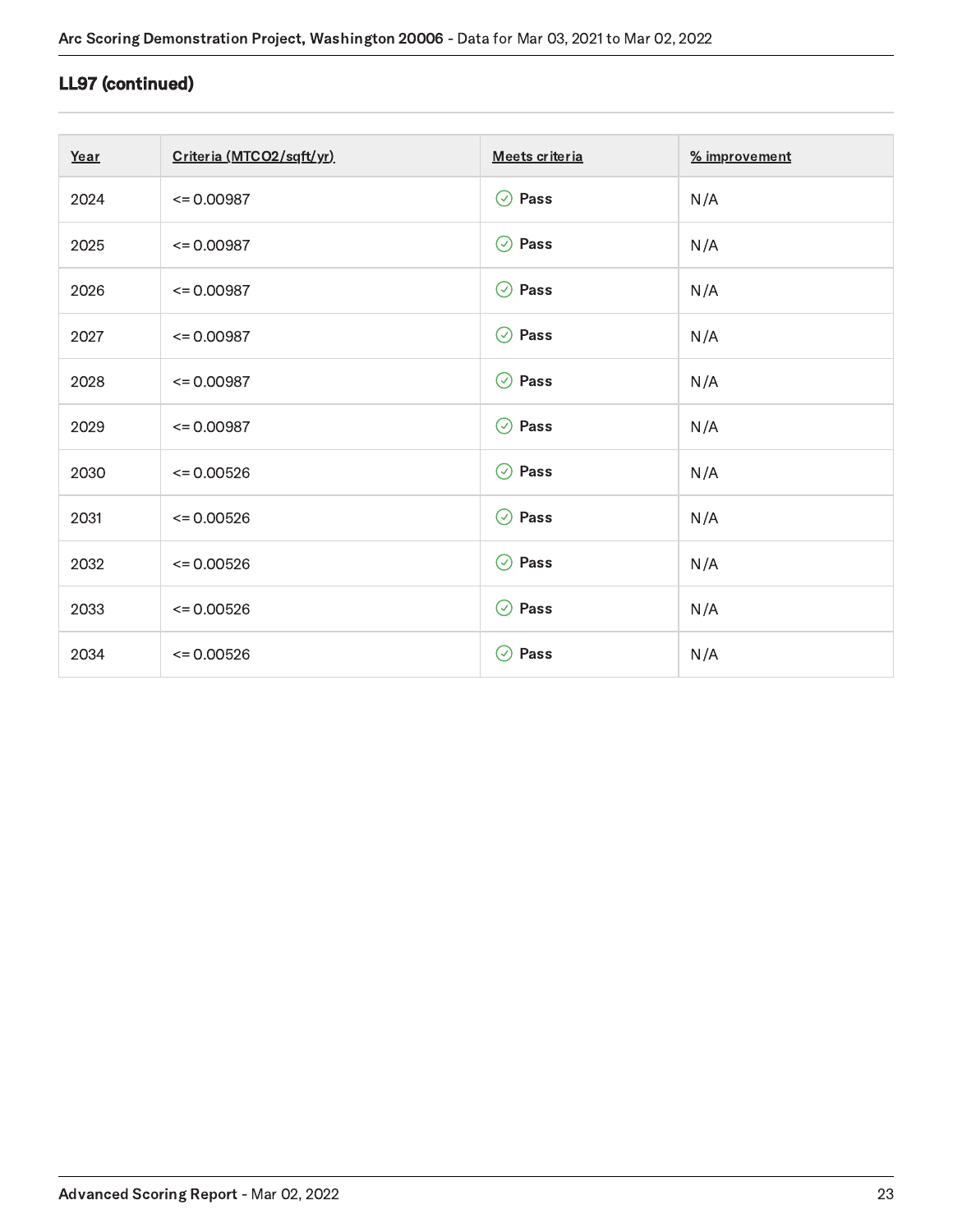## LL97 (continued)

| Year | Criteria (MTCO2/sqft/yr) | Meets criteria | % improvement |
|---|---|---|---|
| 2024 | <= 0.00987 | Pass | N/A |
| 2025 | <= 0.00987 | Pass | N/A |
| 2026 | <= 0.00987 | Pass | N/A |
| 2027 | <= 0.00987 | Pass | N/A |
| 2028 | <= 0.00987 | Pass | N/A |
| 2029 | <= 0.00987 | Pass | N/A |
| 2030 | <= 0.00526 | Pass | N/A |
| 2031 | <= 0.00526 | Pass | N/A |
| 2032 | <= 0.00526 | Pass | N/A |
| 2033 | <= 0.00526 | Pass | N/A |
| 2034 | <= 0.00526 | Pass | N/A |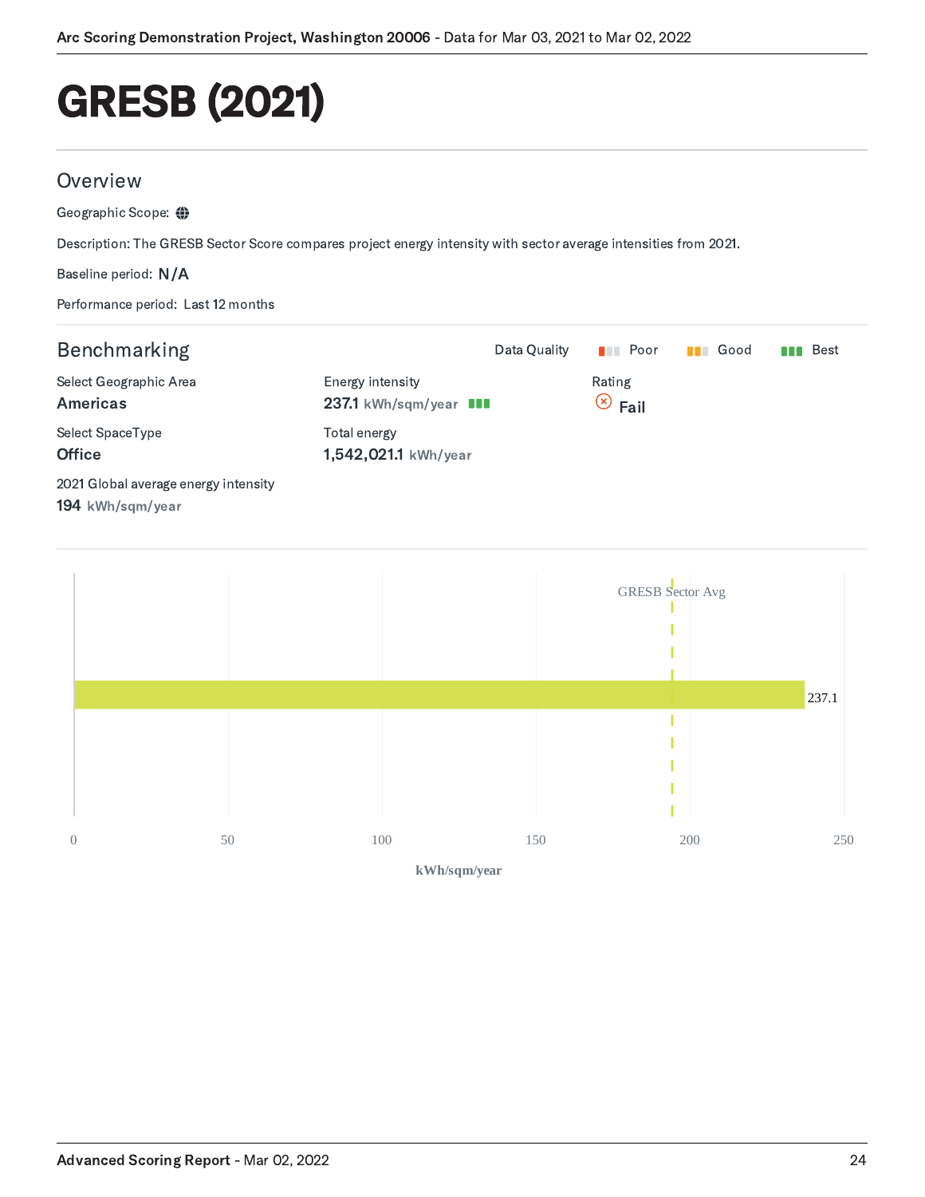# GRESB (2021)

## Overview

Geographic Scope:

Description: The GRESB Sector Score compares project energy intensity with sector average intensities from 2021.

Baseline period: N/A

Performance period: Last 12 months

## Benchmarking

Data Quality: Poor | Good | Best

Select Geographic Area
**Americas**

Select SpaceType
**Office**

2021 Global average energy intensity
**194** kWh/sqm/year

Energy intensity
**237.1** kWh/sqm/year

Total energy
**1,542,021.1** kWh/year

Rating
**Fail**

GRESB Sector Avg

237.1

0 50 100 150 200 250

kWh/sqm/year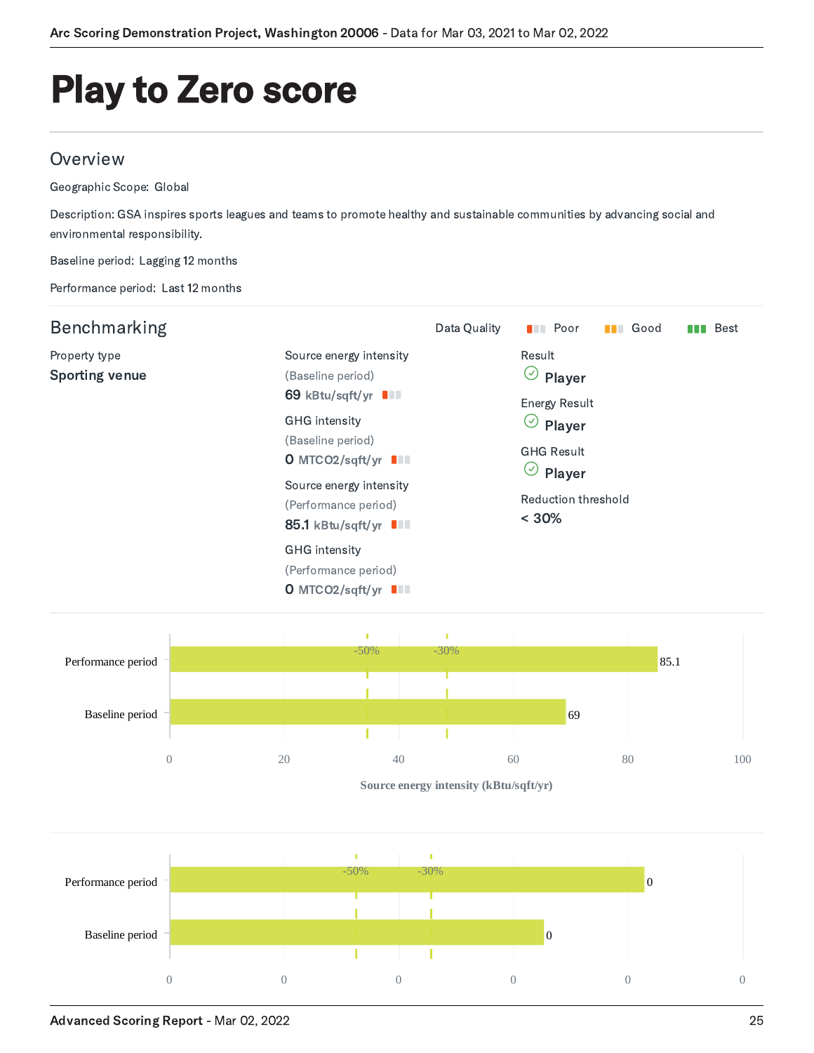# Play to Zero score

## Overview

Geographic Scope: Global

Description: GSA inspires sports leagues and teams to promote healthy and sustainable communities by advancing social and environmental responsibility.

Baseline period: Lagging 12 months

Performance period: Last 12 months

## Benchmarking

Data Quality: Poor | Good | Best

**Property type**

**Sporting venue**

**Source energy intensity** (Baseline period)
69 kBtu/sqft/yr (Poor)

**GHG intensity** (Baseline period)
0 MTCO2/sqft/yr (Poor)

**Source energy intensity** (Performance period)
85.1 kBtu/sqft/yr (Poor)

**GHG intensity** (Performance period)
0 MTCO2/sqft/yr (Poor)

**Result**
Player

**Energy Result**
Player

**GHG Result**
Player

**Reduction threshold**
< 30%

| | Source energy intensity (kBtu/sqft/yr) |
|---|---|
| Performance period | 85.1 |
| Baseline period | 69 |

Reference lines: -50%, -30%

| | GHG intensity |
|---|---|
| Performance period | 0 |
| Baseline period | 0 |

Reference lines: -50%, -30%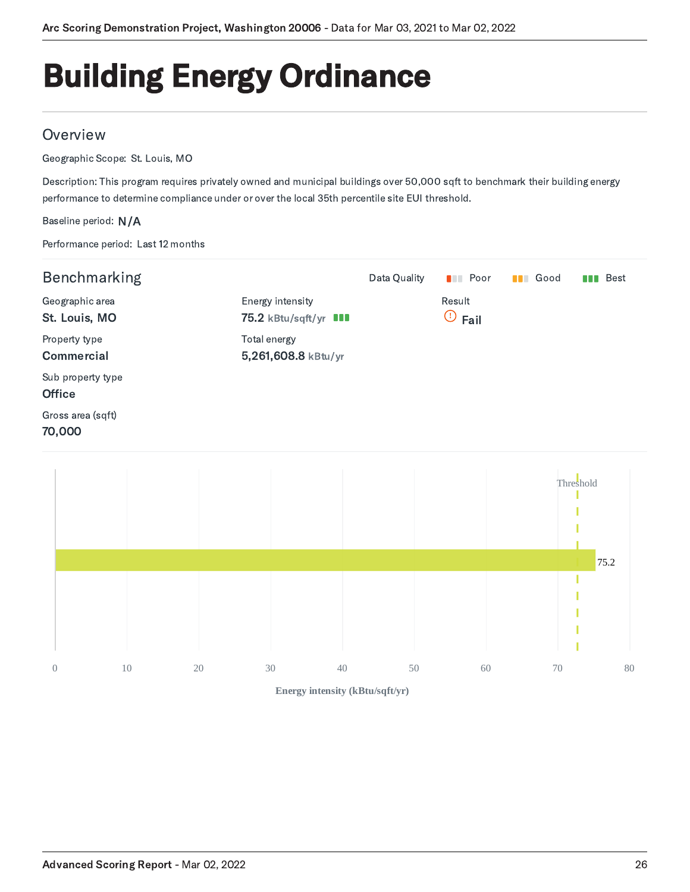# Building Energy Ordinance

## Overview

Geographic Scope: St. Louis, MO

Description: This program requires privately owned and municipal buildings over 50,000 sqft to benchmark their building energy performance to determine compliance under or over the local 35th percentile site EUI threshold.

Baseline period: N/A

Performance period: Last 12 months

## Benchmarking

Data Quality: Poor | Good | Best

Geographic area
**St. Louis, MO**

Property type
**Commercial**

Sub property type
**Office**

Gross area (sqft)
**70,000**

Energy intensity
**75.2** kBtu/sqft/yr

Total energy
**5,261,608.8** kBtu/yr

Result
**Fail**

Threshold

75.2

0 10 20 30 40 50 60 70 80

Energy intensity (kBtu/sqft/yr)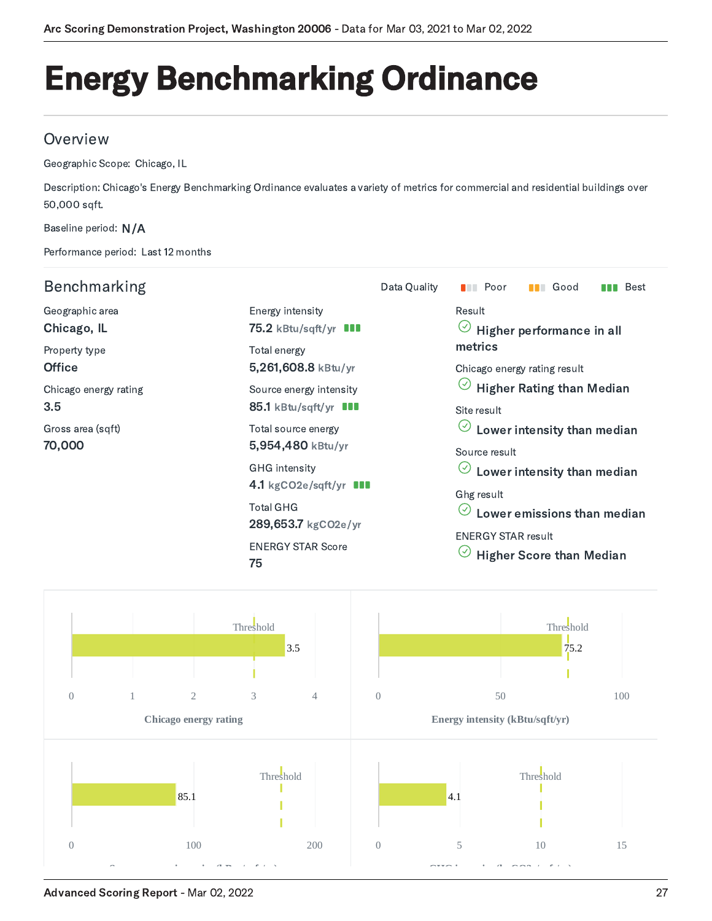# Energy Benchmarking Ordinance

## Overview

Geographic Scope: Chicago, IL

Description: Chicago's Energy Benchmarking Ordinance evaluates a variety of metrics for commercial and residential buildings over 50,000 sqft.

Baseline period: N/A

Performance period: Last 12 months

## Benchmarking

Data Quality: Poor | Good | Best

Geographic area
**Chicago, IL**

Property type
**Office**

Chicago energy rating
**3.5**

Gross area (sqft)
**70,000**

Energy intensity
**75.2** kBtu/sqft/yr

Total energy
**5,261,608.8** kBtu/yr

Source energy intensity
**85.1** kBtu/sqft/yr

Total source energy
**5,954,480** kBtu/yr

GHG intensity
**4.1** kgCO2e/sqft/yr

Total GHG
**289,653.7** kgCO2e/yr

ENERGY STAR Score
**75**

Result
**Higher performance in all metrics**

Chicago energy rating result
**Higher Rating than Median**

Site result
**Lower intensity than median**

Source result
**Lower intensity than median**

Ghg result
**Lower emissions than median**

ENERGY STAR result
**Higher Score than Median**

Chicago energy rating: 3.5 (Threshold)

Energy intensity (kBtu/sqft/yr): 75.2 (Threshold)

Source energy intensity (kBtu/sqft/yr): 85.1 (Threshold)

GHG intensity (kgCO2e/sqft/yr): 4.1 (Threshold)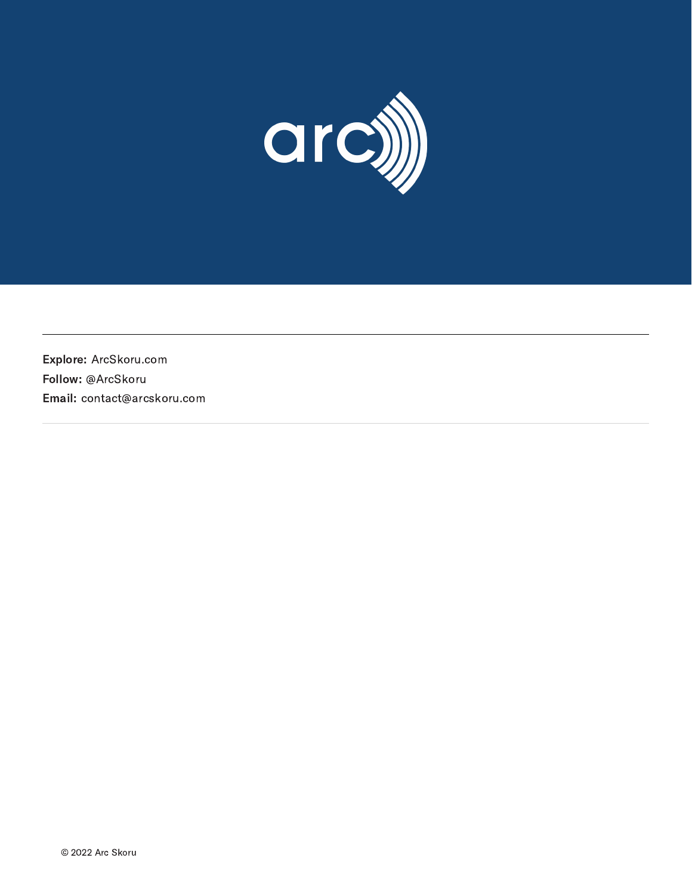arc

---

**Explore:** ArcSkoru.com
**Follow:** @ArcSkoru
**Email:** contact@arcskoru.com

---

© 2022 Arc Skoru